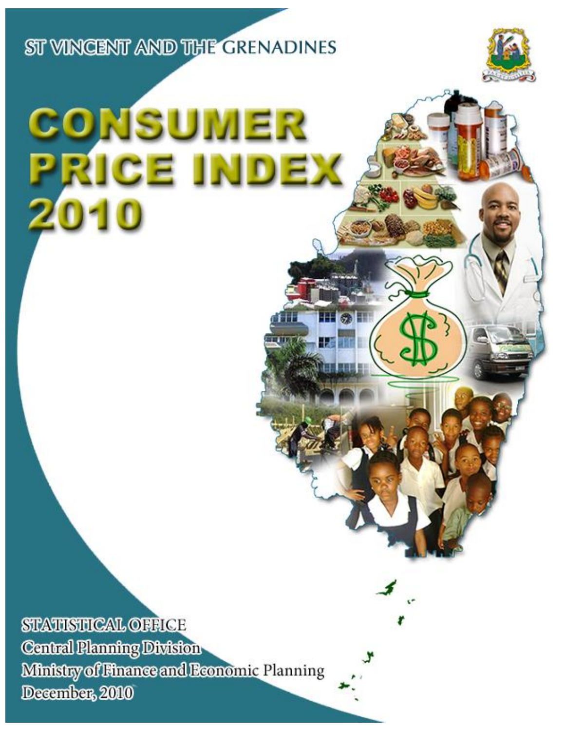ST VINCENT AND THE GRENADINES

# CONSUMER PRICE INDEX 2010

STATISTICAL OFFICE
Central Planning Division
Ministry of Finance and Economic Planning
December, 2010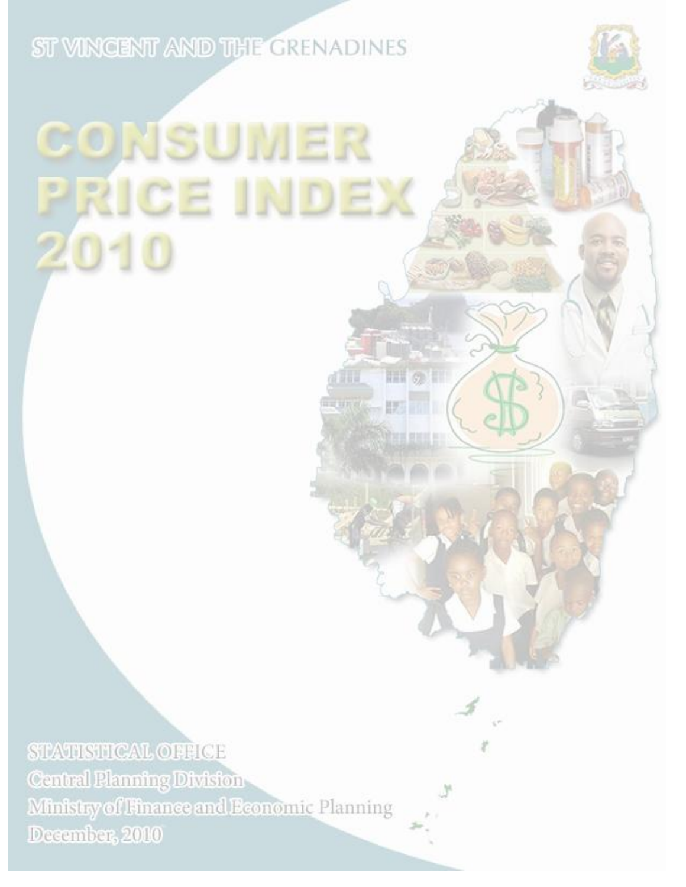ST VINCENT AND THE GRENADINES

# CONSUMER PRICE INDEX 2010

STATISTICAL OFFICE
Central Planning Division
Ministry of Finance and Economic Planning
December, 2010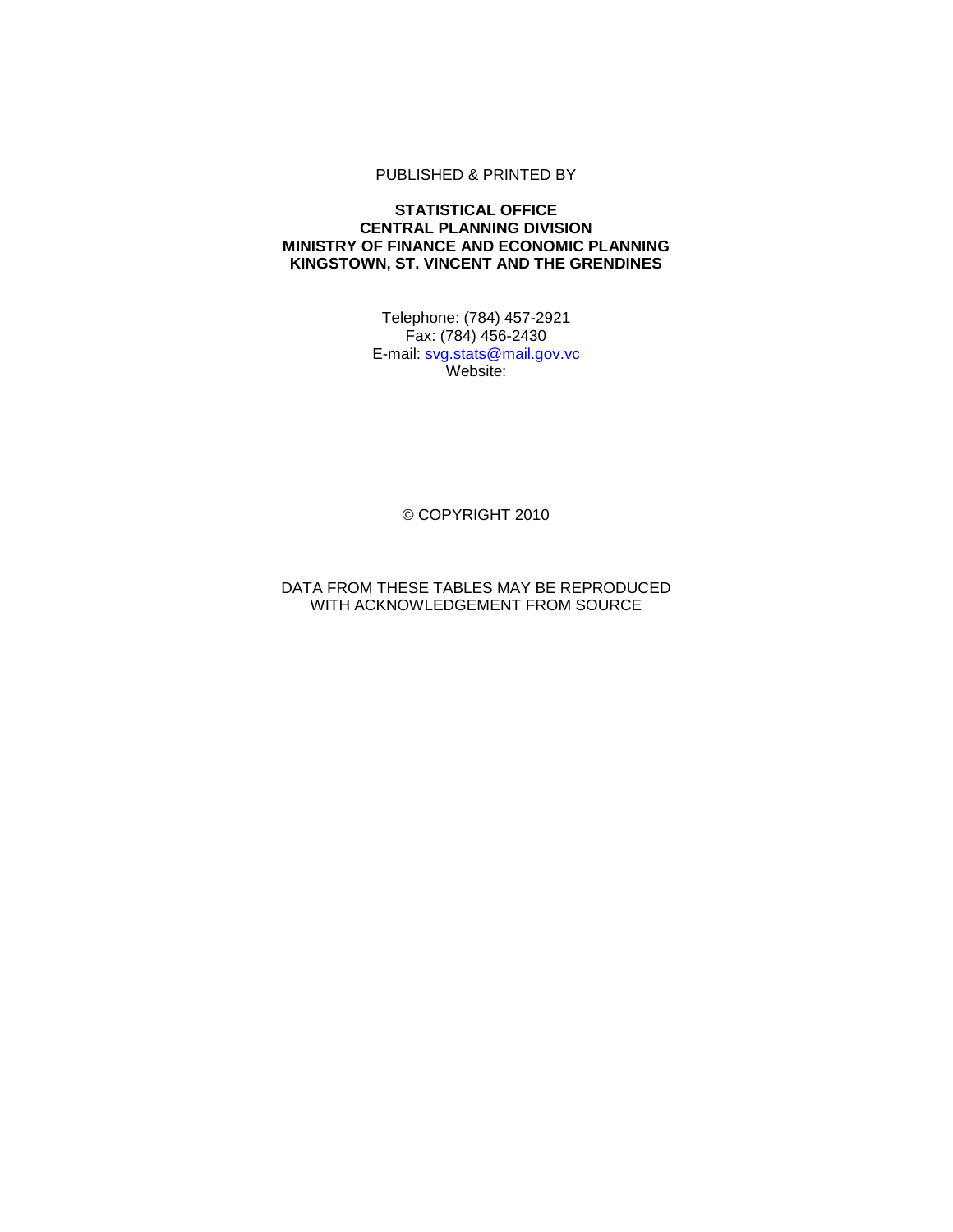PUBLISHED & PRINTED BY

**STATISTICAL OFFICE**
**CENTRAL PLANNING DIVISION**
**MINISTRY OF FINANCE AND ECONOMIC PLANNING**
**KINGSTOWN, ST. VINCENT AND THE GRENDINES**

Telephone: (784) 457-2921
Fax: (784) 456-2430
E-mail: svg.stats@mail.gov.vc
Website:

© COPYRIGHT 2010

DATA FROM THESE TABLES MAY BE REPRODUCED WITH ACKNOWLEDGEMENT FROM SOURCE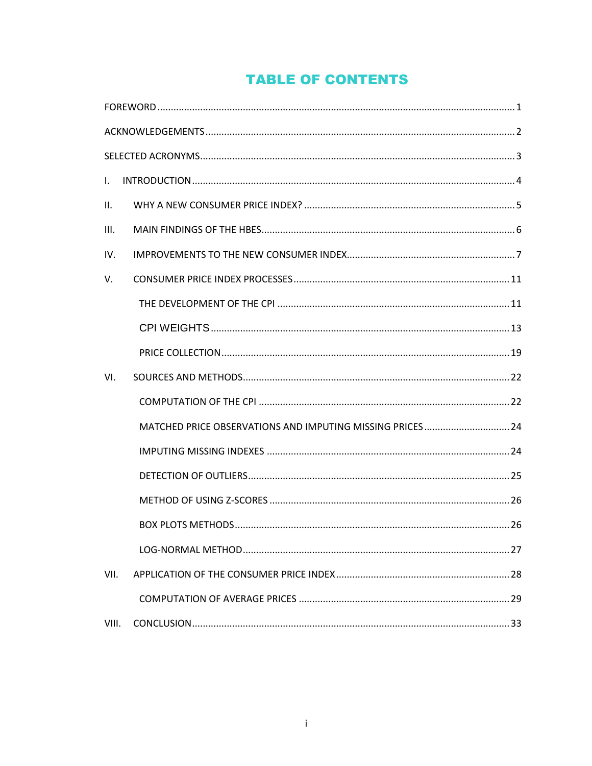# TABLE OF CONTENTS

FOREWORD ........................................................................................................................ 1

ACKNOWLEDGEMENTS ....................................................................................................... 2

SELECTED ACRONYMS ......................................................................................................... 3

I. INTRODUCTION ............................................................................................................ 4

II. WHY A NEW CONSUMER PRICE INDEX? ........................................................................ 5

III. MAIN FINDINGS OF THE HBES ...................................................................................... 6

IV. IMPROVEMENTS TO THE NEW CONSUMER INDEX ......................................................... 7

V. CONSUMER PRICE INDEX PROCESSES ........................................................................... 11

- THE DEVELOPMENT OF THE CPI ................................................................................ 11
- CPI WEIGHTS ........................................................................................................... 13
- PRICE COLLECTION .................................................................................................. 19

VI. SOURCES AND METHODS ............................................................................................. 22

- COMPUTATION OF THE CPI ...................................................................................... 22
- MATCHED PRICE OBSERVATIONS AND IMPUTING MISSING PRICES .............................. 24
- IMPUTING MISSING INDEXES .................................................................................... 24
- DETECTION OF OUTLIERS ......................................................................................... 25
- METHOD OF USING Z-SCORES ................................................................................... 26
- BOX PLOTS METHODS ............................................................................................... 26
- LOG-NORMAL METHOD ............................................................................................. 27

VII. APPLICATION OF THE CONSUMER PRICE INDEX .............................................................. 28

- COMPUTATION OF AVERAGE PRICES ........................................................................... 29

VIII. CONCLUSION ............................................................................................................. 33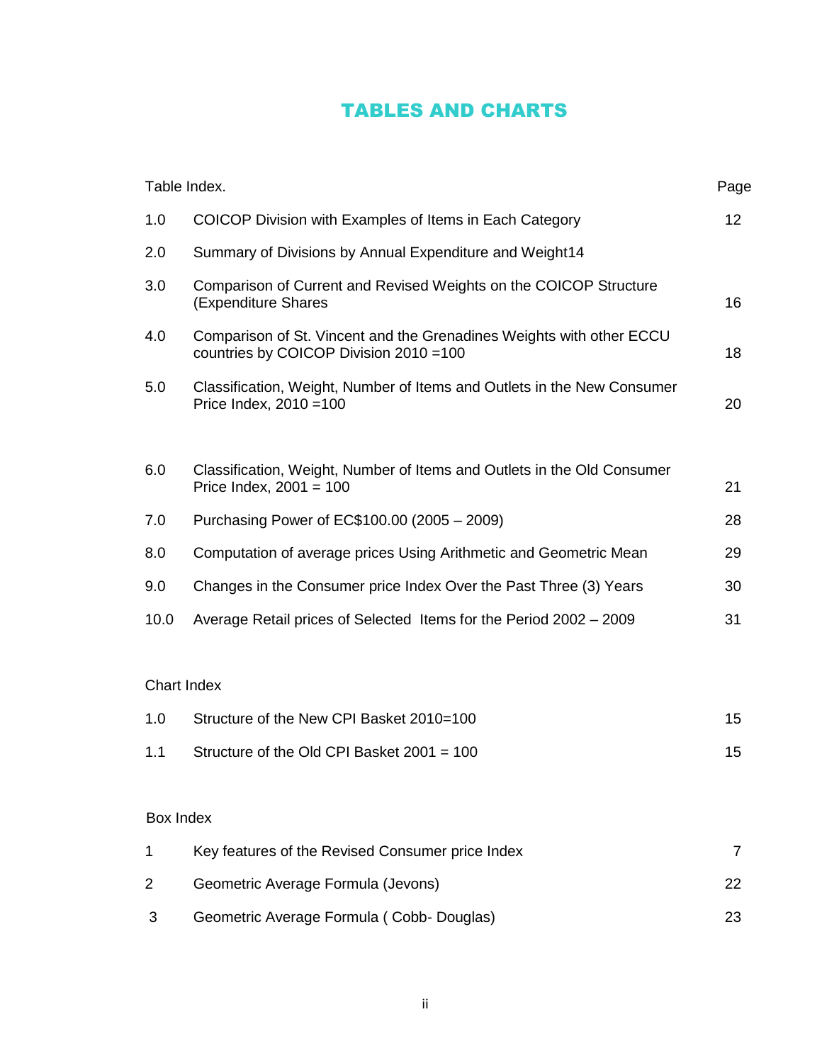# TABLES AND CHARTS

| Table Index. | | Page |
|---|---|---|
| 1.0 | COICOP Division with Examples of Items in Each Category | 12 |
| 2.0 | Summary of Divisions by Annual Expenditure and Weight14 | |
| 3.0 | Comparison of Current and Revised Weights on the COICOP Structure (Expenditure Shares | 16 |
| 4.0 | Comparison of St. Vincent and the Grenadines Weights with other ECCU countries by COICOP Division 2010 =100 | 18 |
| 5.0 | Classification, Weight, Number of Items and Outlets in the New Consumer Price Index, 2010 =100 | 20 |
| 6.0 | Classification, Weight, Number of Items and Outlets in the Old Consumer Price Index, 2001 = 100 | 21 |
| 7.0 | Purchasing Power of EC$100.00 (2005 – 2009) | 28 |
| 8.0 | Computation of average prices Using Arithmetic and Geometric Mean | 29 |
| 9.0 | Changes in the Consumer price Index Over the Past Three (3) Years | 30 |
| 10.0 | Average Retail prices of Selected Items for the Period 2002 – 2009 | 31 |

| Chart Index | | |
|---|---|---|
| 1.0 | Structure of the New CPI Basket 2010=100 | 15 |
| 1.1 | Structure of the Old CPI Basket 2001 = 100 | 15 |

| Box Index | | |
|---|---|---|
| 1 | Key features of the Revised Consumer price Index | 7 |
| 2 | Geometric Average Formula (Jevons) | 22 |
| 3 | Geometric Average Formula ( Cobb- Douglas) | 23 |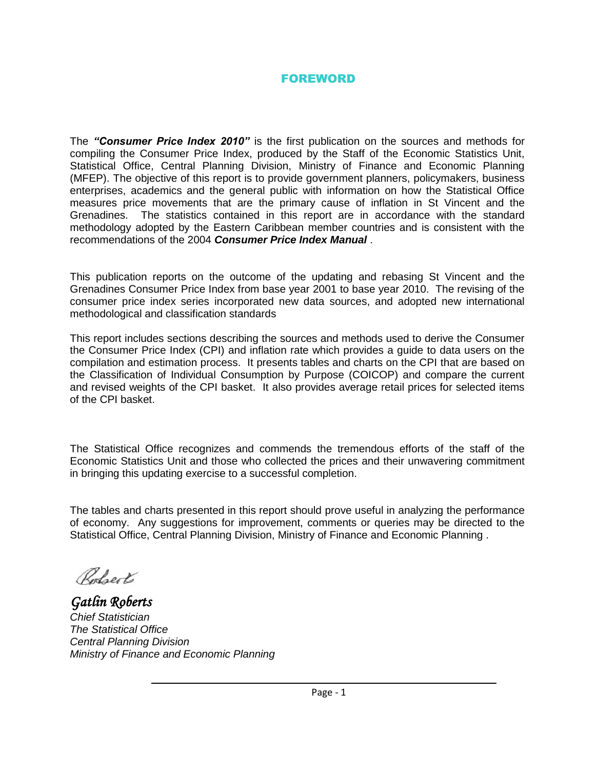# FOREWORD

The ***"Consumer Price Index 2010"*** is the first publication on the sources and methods for compiling the Consumer Price Index, produced by the Staff of the Economic Statistics Unit, Statistical Office, Central Planning Division, Ministry of Finance and Economic Planning (MFEP). The objective of this report is to provide government planners, policymakers, business enterprises, academics and the general public with information on how the Statistical Office measures price movements that are the primary cause of inflation in St Vincent and the Grenadines. The statistics contained in this report are in accordance with the standard methodology adopted by the Eastern Caribbean member countries and is consistent with the recommendations of the 2004 ***Consumer Price Index Manual*** .

This publication reports on the outcome of the updating and rebasing St Vincent and the Grenadines Consumer Price Index from base year 2001 to base year 2010. The revising of the consumer price index series incorporated new data sources, and adopted new international methodological and classification standards

This report includes sections describing the sources and methods used to derive the Consumer the Consumer Price Index (CPI) and inflation rate which provides a guide to data users on the compilation and estimation process. It presents tables and charts on the CPI that are based on the Classification of Individual Consumption by Purpose (COICOP) and compare the current and revised weights of the CPI basket. It also provides average retail prices for selected items of the CPI basket.

The Statistical Office recognizes and commends the tremendous efforts of the staff of the Economic Statistics Unit and those who collected the prices and their unwavering commitment in bringing this updating exercise to a successful completion.

The tables and charts presented in this report should prove useful in analyzing the performance of economy. Any suggestions for improvement, comments or queries may be directed to the Statistical Office, Central Planning Division, Ministry of Finance and Economic Planning .

*Roberts*

*Gatlin Roberts*
*Chief Statistician*
*The Statistical Office*
*Central Planning Division*
*Ministry of Finance and Economic Planning*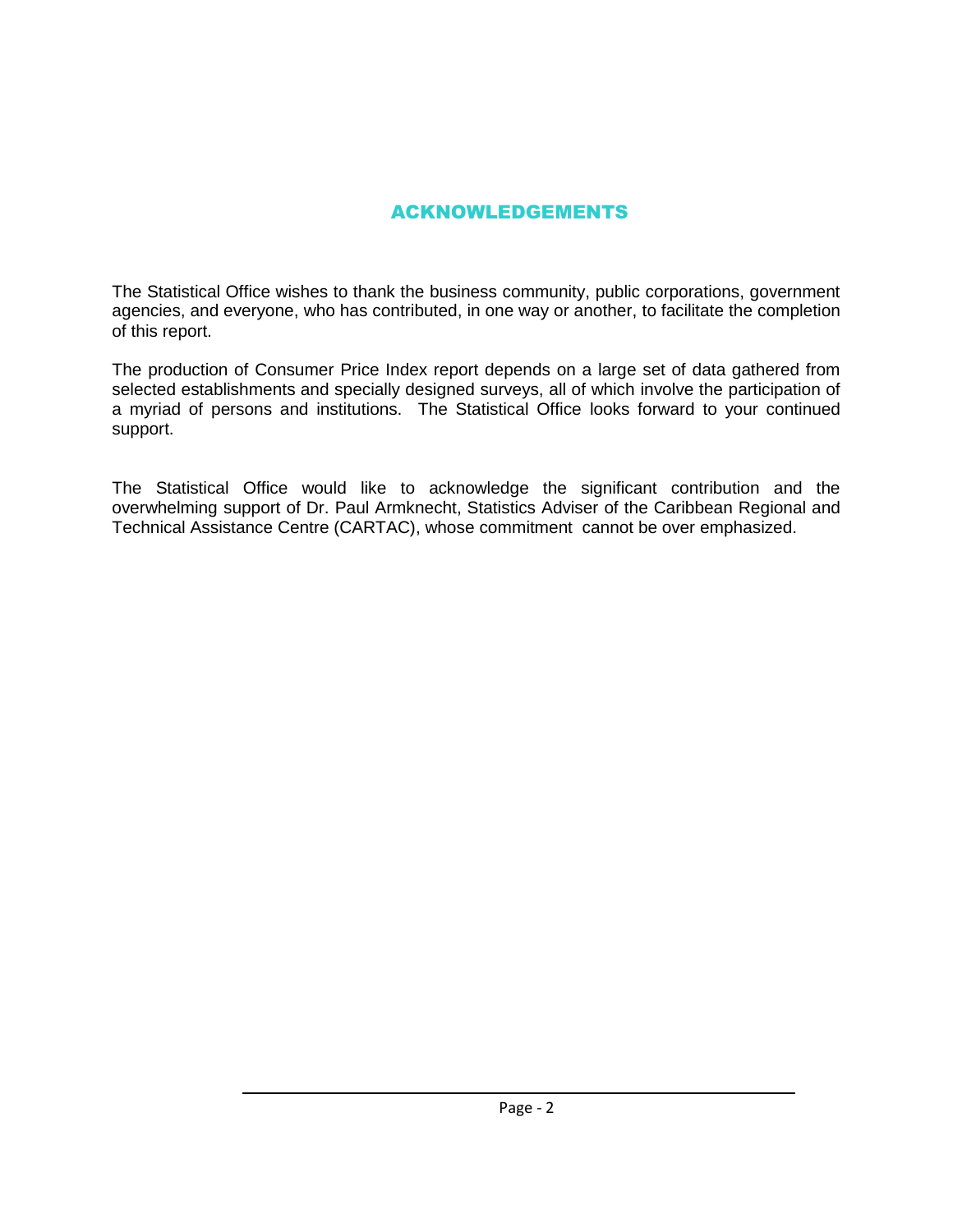# ACKNOWLEDGEMENTS

The Statistical Office wishes to thank the business community, public corporations, government agencies, and everyone, who has contributed, in one way or another, to facilitate the completion of this report.

The production of Consumer Price Index report depends on a large set of data gathered from selected establishments and specially designed surveys, all of which involve the participation of a myriad of persons and institutions. The Statistical Office looks forward to your continued support.

The Statistical Office would like to acknowledge the significant contribution and the overwhelming support of Dr. Paul Armknecht, Statistics Adviser of the Caribbean Regional and Technical Assistance Centre (CARTAC), whose commitment cannot be over emphasized.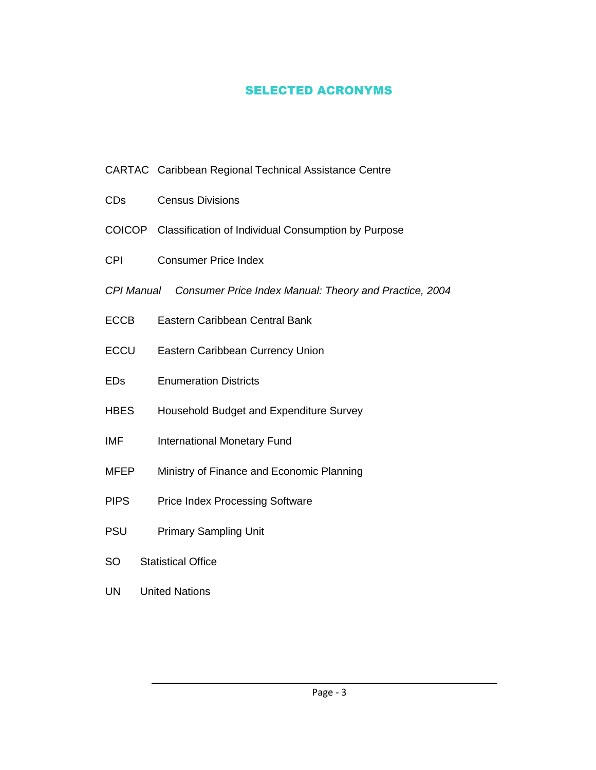## SELECTED ACRONYMS

CARTAC Caribbean Regional Technical Assistance Centre

CDs Census Divisions

COICOP Classification of Individual Consumption by Purpose

CPI Consumer Price Index

*CPI Manual* *Consumer Price Index Manual: Theory and Practice, 2004*

ECCB Eastern Caribbean Central Bank

ECCU Eastern Caribbean Currency Union

EDs Enumeration Districts

HBES Household Budget and Expenditure Survey

IMF International Monetary Fund

MFEP Ministry of Finance and Economic Planning

PIPS Price Index Processing Software

PSU Primary Sampling Unit

SO Statistical Office

UN United Nations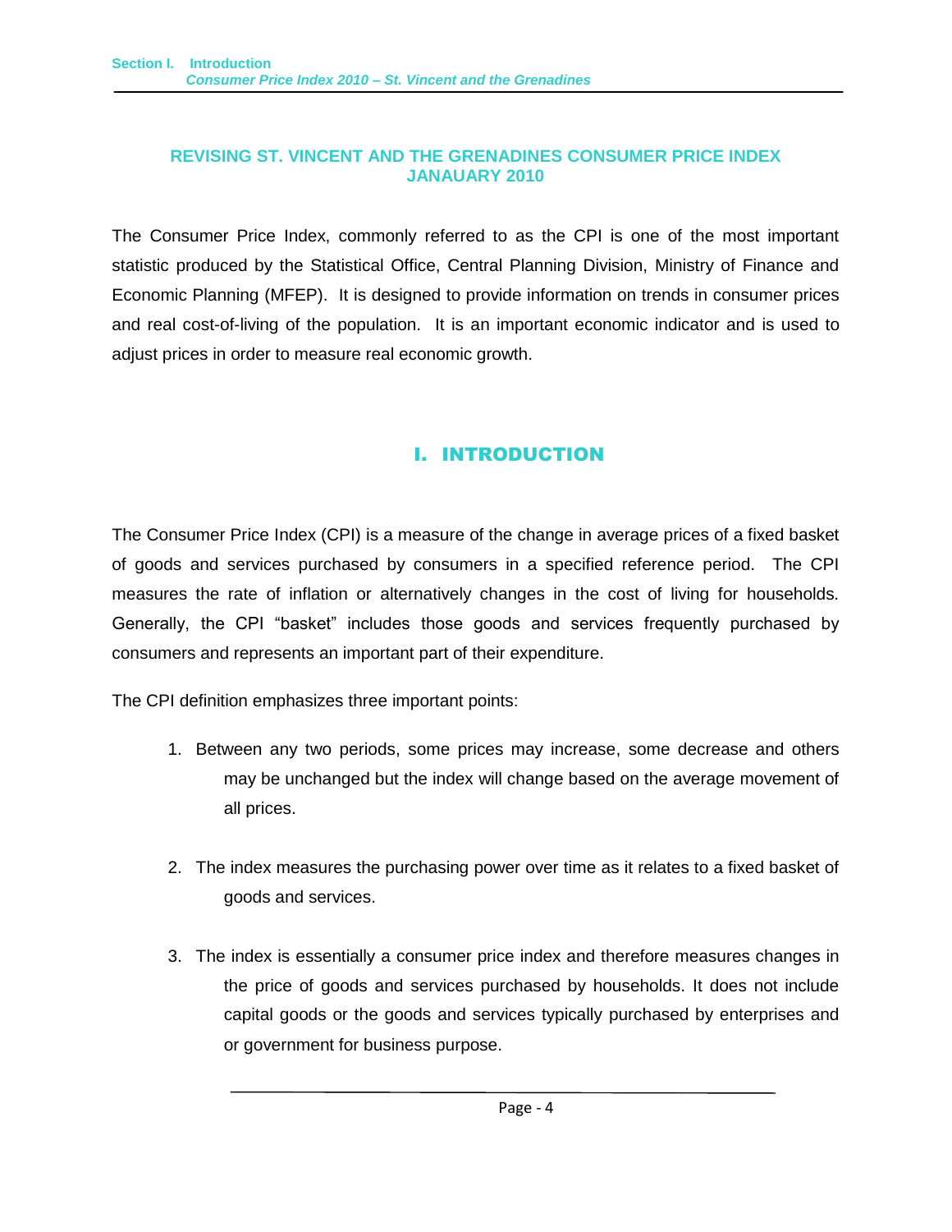## REVISING ST. VINCENT AND THE GRENADINES CONSUMER PRICE INDEX JANAUARY 2010

The Consumer Price Index, commonly referred to as the CPI is one of the most important statistic produced by the Statistical Office, Central Planning Division, Ministry of Finance and Economic Planning (MFEP). It is designed to provide information on trends in consumer prices and real cost-of-living of the population. It is an important economic indicator and is used to adjust prices in order to measure real economic growth.

# I. INTRODUCTION

The Consumer Price Index (CPI) is a measure of the change in average prices of a fixed basket of goods and services purchased by consumers in a specified reference period. The CPI measures the rate of inflation or alternatively changes in the cost of living for households. Generally, the CPI "basket" includes those goods and services frequently purchased by consumers and represents an important part of their expenditure.

The CPI definition emphasizes three important points:

1. Between any two periods, some prices may increase, some decrease and others may be unchanged but the index will change based on the average movement of all prices.

2. The index measures the purchasing power over time as it relates to a fixed basket of goods and services.

3. The index is essentially a consumer price index and therefore measures changes in the price of goods and services purchased by households. It does not include capital goods or the goods and services typically purchased by enterprises and or government for business purpose.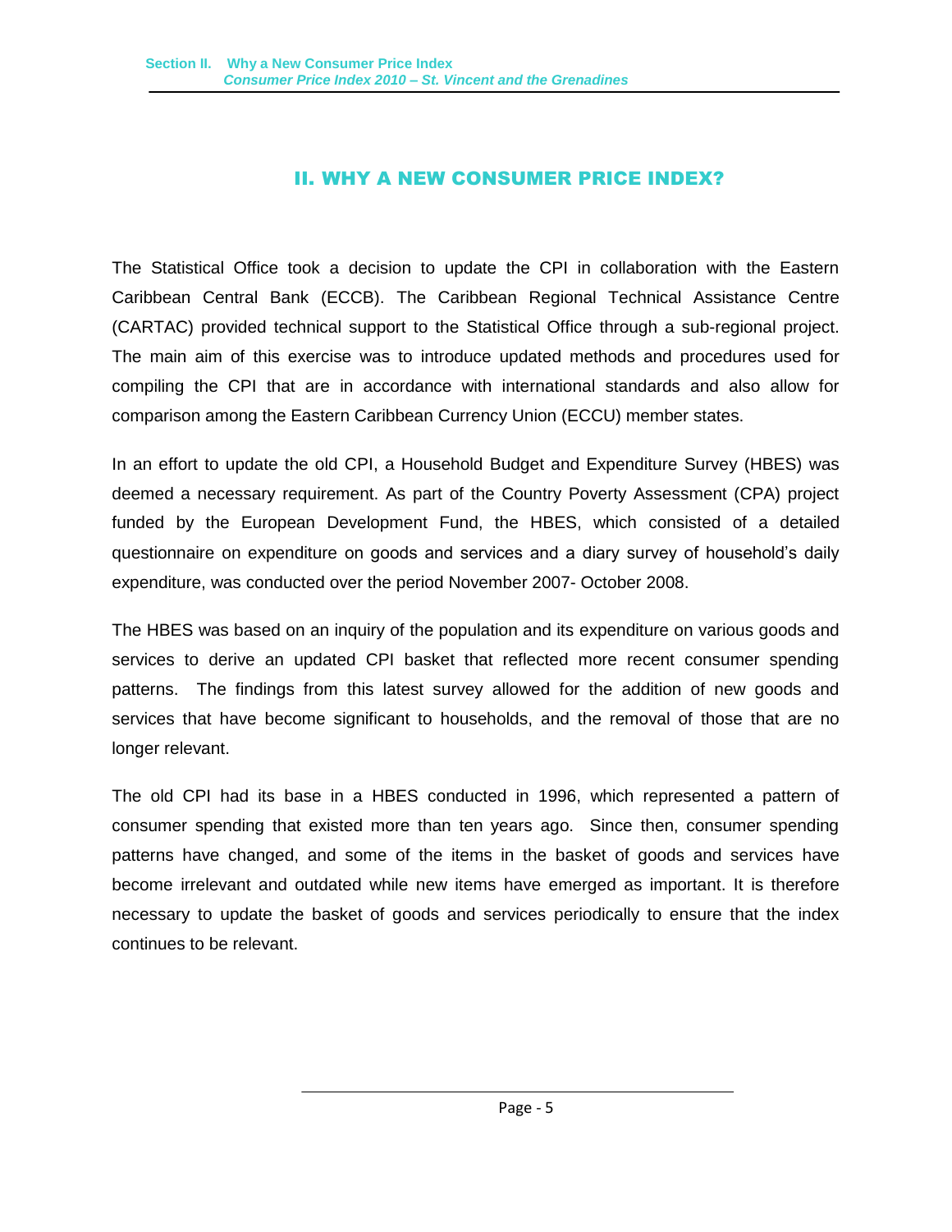## II. WHY A NEW CONSUMER PRICE INDEX?

The Statistical Office took a decision to update the CPI in collaboration with the Eastern Caribbean Central Bank (ECCB). The Caribbean Regional Technical Assistance Centre (CARTAC) provided technical support to the Statistical Office through a sub-regional project. The main aim of this exercise was to introduce updated methods and procedures used for compiling the CPI that are in accordance with international standards and also allow for comparison among the Eastern Caribbean Currency Union (ECCU) member states.

In an effort to update the old CPI, a Household Budget and Expenditure Survey (HBES) was deemed a necessary requirement. As part of the Country Poverty Assessment (CPA) project funded by the European Development Fund, the HBES, which consisted of a detailed questionnaire on expenditure on goods and services and a diary survey of household's daily expenditure, was conducted over the period November 2007- October 2008.

The HBES was based on an inquiry of the population and its expenditure on various goods and services to derive an updated CPI basket that reflected more recent consumer spending patterns. The findings from this latest survey allowed for the addition of new goods and services that have become significant to households, and the removal of those that are no longer relevant.

The old CPI had its base in a HBES conducted in 1996, which represented a pattern of consumer spending that existed more than ten years ago. Since then, consumer spending patterns have changed, and some of the items in the basket of goods and services have become irrelevant and outdated while new items have emerged as important. It is therefore necessary to update the basket of goods and services periodically to ensure that the index continues to be relevant.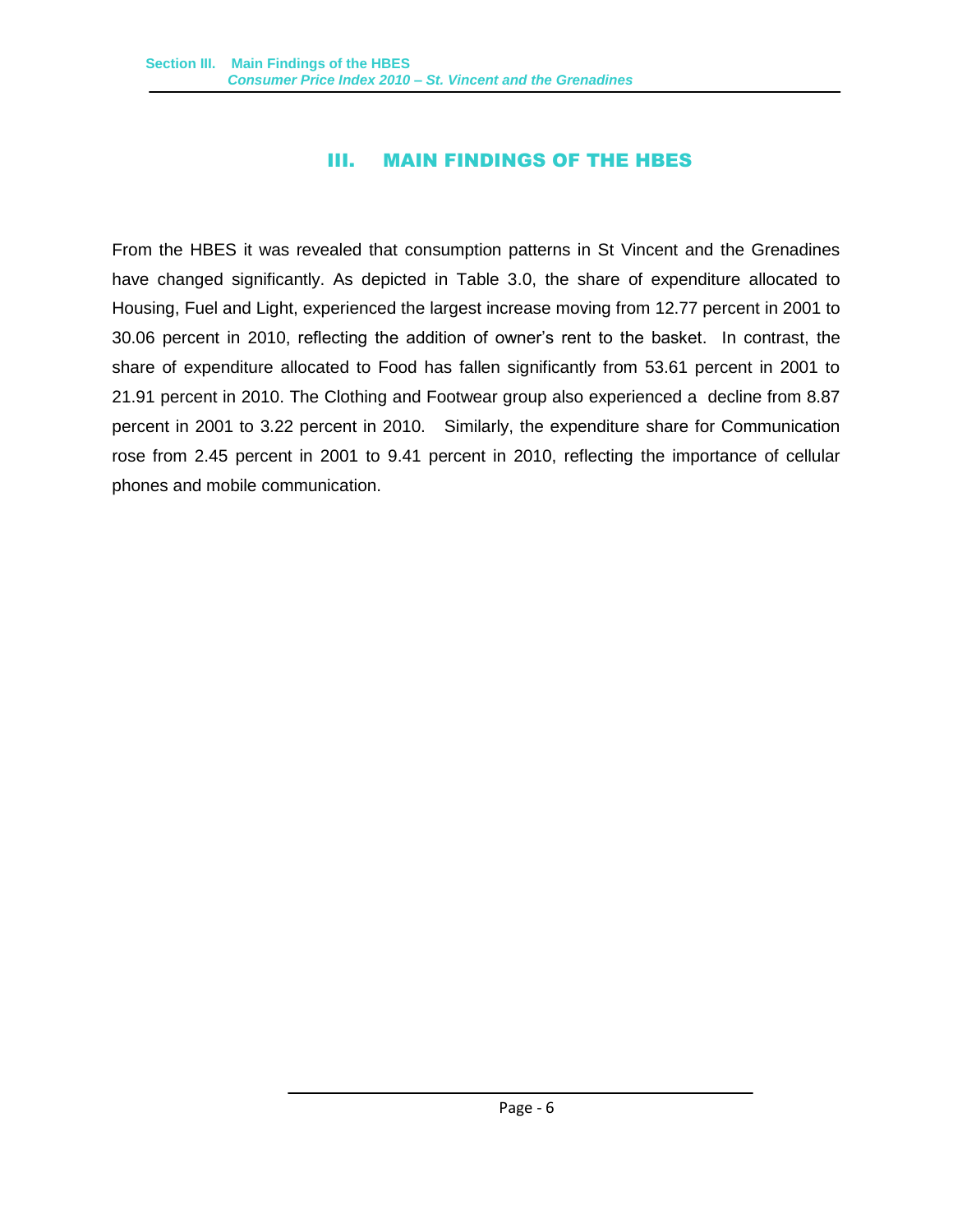# III. MAIN FINDINGS OF THE HBES

From the HBES it was revealed that consumption patterns in St Vincent and the Grenadines have changed significantly. As depicted in Table 3.0, the share of expenditure allocated to Housing, Fuel and Light, experienced the largest increase moving from 12.77 percent in 2001 to 30.06 percent in 2010, reflecting the addition of owner's rent to the basket. In contrast, the share of expenditure allocated to Food has fallen significantly from 53.61 percent in 2001 to 21.91 percent in 2010. The Clothing and Footwear group also experienced a decline from 8.87 percent in 2001 to 3.22 percent in 2010. Similarly, the expenditure share for Communication rose from 2.45 percent in 2001 to 9.41 percent in 2010, reflecting the importance of cellular phones and mobile communication.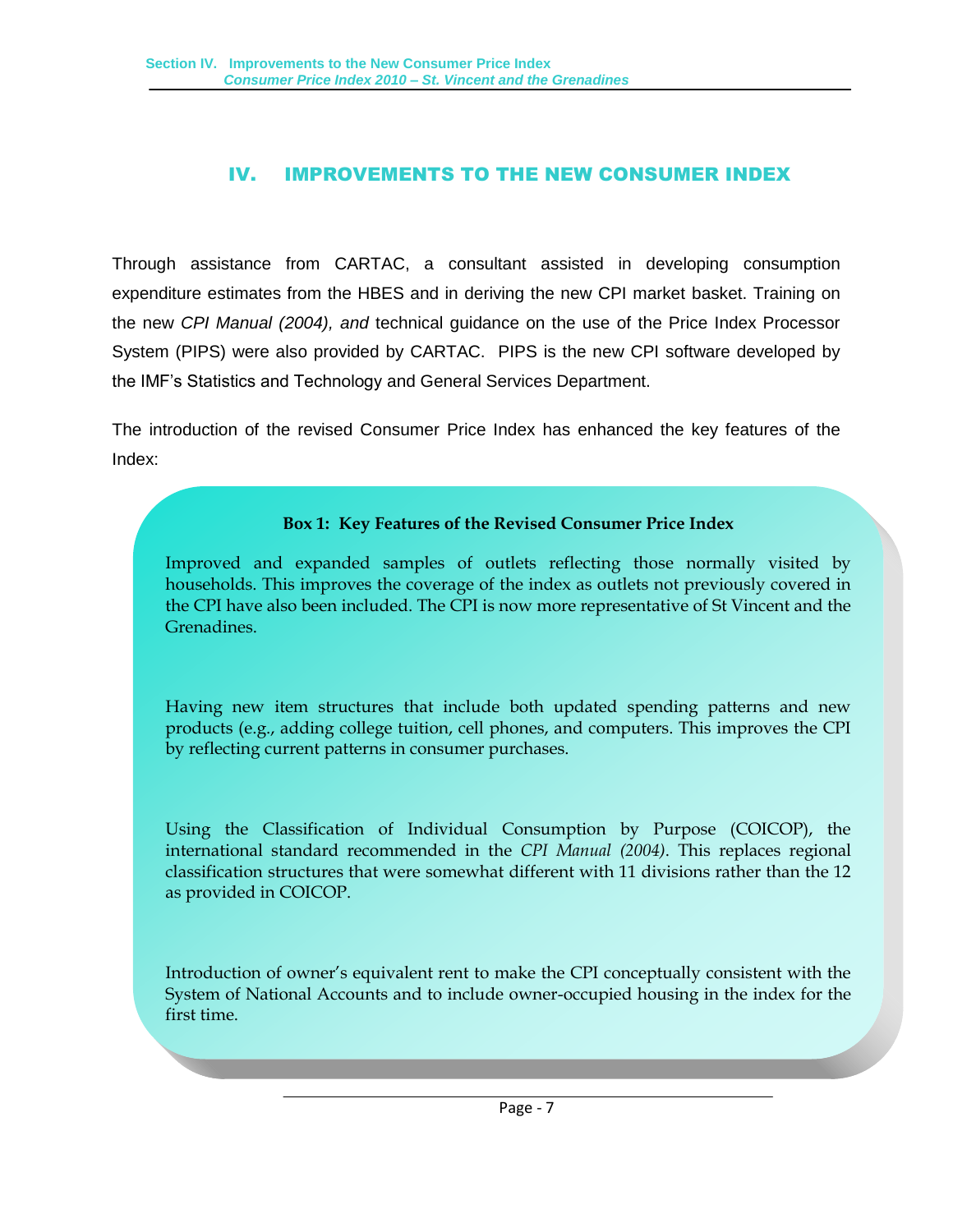# IV. IMPROVEMENTS TO THE NEW CONSUMER INDEX

Through assistance from CARTAC, a consultant assisted in developing consumption expenditure estimates from the HBES and in deriving the new CPI market basket. Training on the new *CPI Manual (2004), and* technical guidance on the use of the Price Index Processor System (PIPS) were also provided by CARTAC. PIPS is the new CPI software developed by the IMF's Statistics and Technology and General Services Department.

The introduction of the revised Consumer Price Index has enhanced the key features of the Index:

**Box 1: Key Features of the Revised Consumer Price Index**

Improved and expanded samples of outlets reflecting those normally visited by households. This improves the coverage of the index as outlets not previously covered in the CPI have also been included. The CPI is now more representative of St Vincent and the Grenadines.

Having new item structures that include both updated spending patterns and new products (e.g., adding college tuition, cell phones, and computers. This improves the CPI by reflecting current patterns in consumer purchases.

Using the Classification of Individual Consumption by Purpose (COICOP), the international standard recommended in the *CPI Manual (2004)*. This replaces regional classification structures that were somewhat different with 11 divisions rather than the 12 as provided in COICOP.

Introduction of owner's equivalent rent to make the CPI conceptually consistent with the System of National Accounts and to include owner-occupied housing in the index for the first time.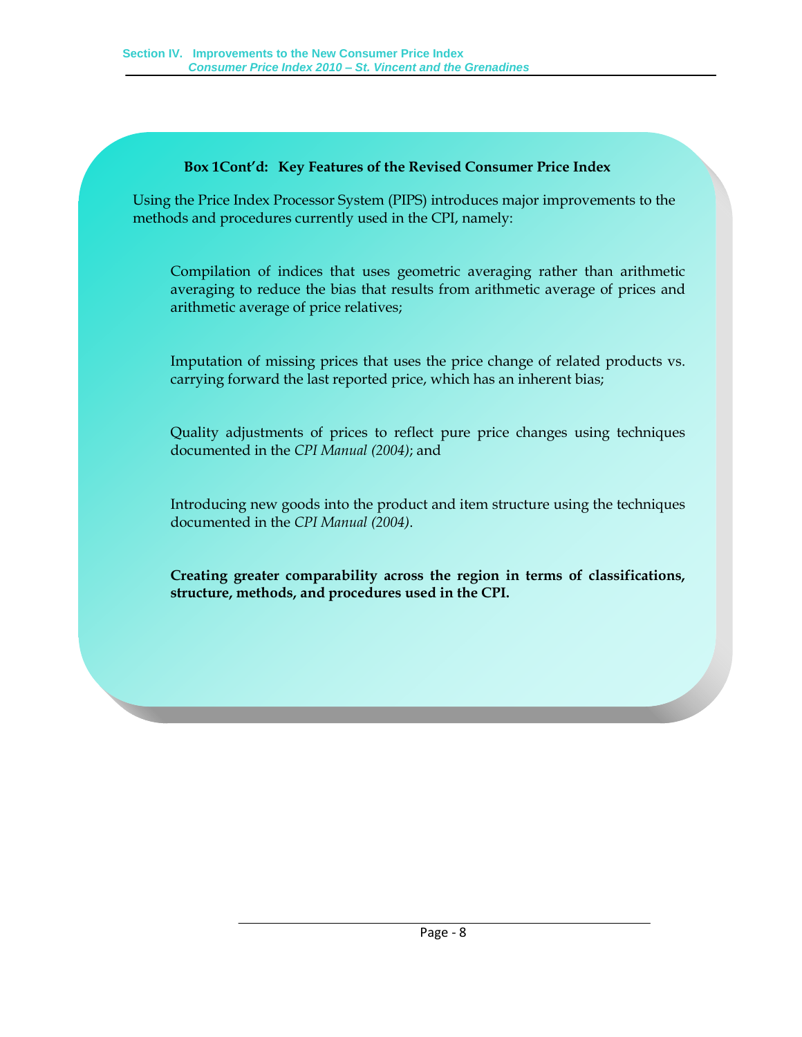**Box 1Cont'd: Key Features of the Revised Consumer Price Index**

Using the Price Index Processor System (PIPS) introduces major improvements to the methods and procedures currently used in the CPI, namely:

Compilation of indices that uses geometric averaging rather than arithmetic averaging to reduce the bias that results from arithmetic average of prices and arithmetic average of price relatives;

Imputation of missing prices that uses the price change of related products vs. carrying forward the last reported price, which has an inherent bias;

Quality adjustments of prices to reflect pure price changes using techniques documented in the *CPI Manual (2004)*; and

Introducing new goods into the product and item structure using the techniques documented in the *CPI Manual (2004)*.

**Creating greater comparability across the region in terms of classifications, structure, methods, and procedures used in the CPI.**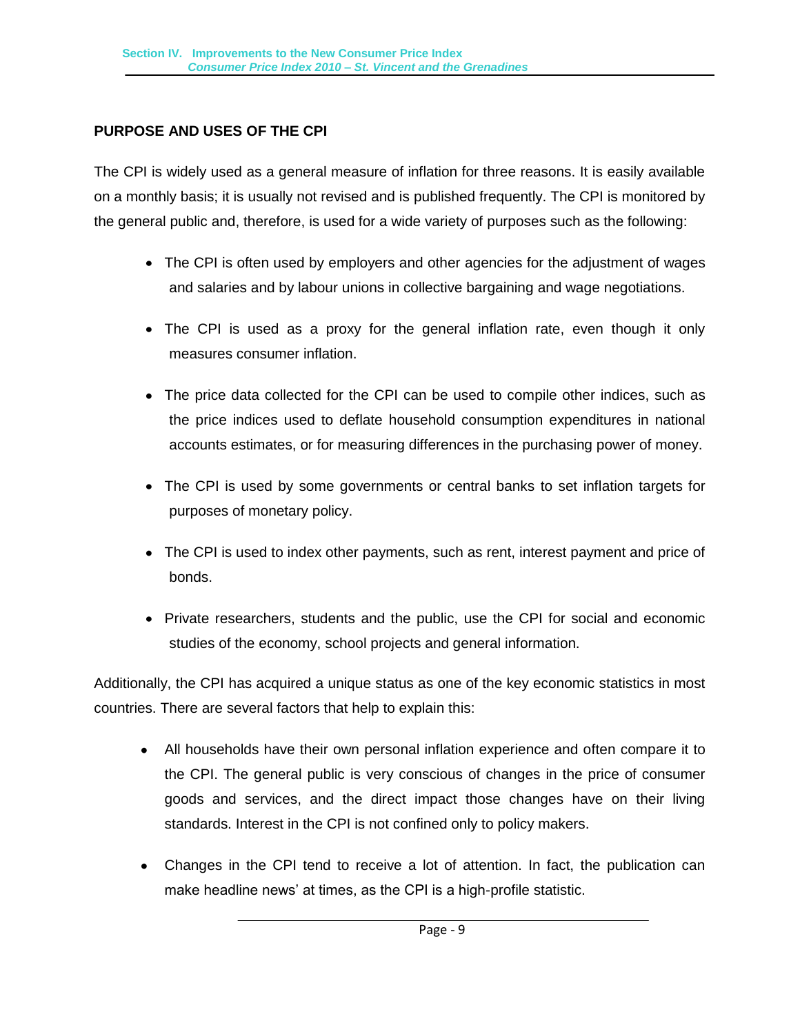## PURPOSE AND USES OF THE CPI

The CPI is widely used as a general measure of inflation for three reasons. It is easily available on a monthly basis; it is usually not revised and is published frequently. The CPI is monitored by the general public and, therefore, is used for a wide variety of purposes such as the following:

- The CPI is often used by employers and other agencies for the adjustment of wages and salaries and by labour unions in collective bargaining and wage negotiations.
- The CPI is used as a proxy for the general inflation rate, even though it only measures consumer inflation.
- The price data collected for the CPI can be used to compile other indices, such as the price indices used to deflate household consumption expenditures in national accounts estimates, or for measuring differences in the purchasing power of money.
- The CPI is used by some governments or central banks to set inflation targets for purposes of monetary policy.
- The CPI is used to index other payments, such as rent, interest payment and price of bonds.
- Private researchers, students and the public, use the CPI for social and economic studies of the economy, school projects and general information.

Additionally, the CPI has acquired a unique status as one of the key economic statistics in most countries. There are several factors that help to explain this:

- All households have their own personal inflation experience and often compare it to the CPI. The general public is very conscious of changes in the price of consumer goods and services, and the direct impact those changes have on their living standards. Interest in the CPI is not confined only to policy makers.
- Changes in the CPI tend to receive a lot of attention. In fact, the publication can make headline news' at times, as the CPI is a high-profile statistic.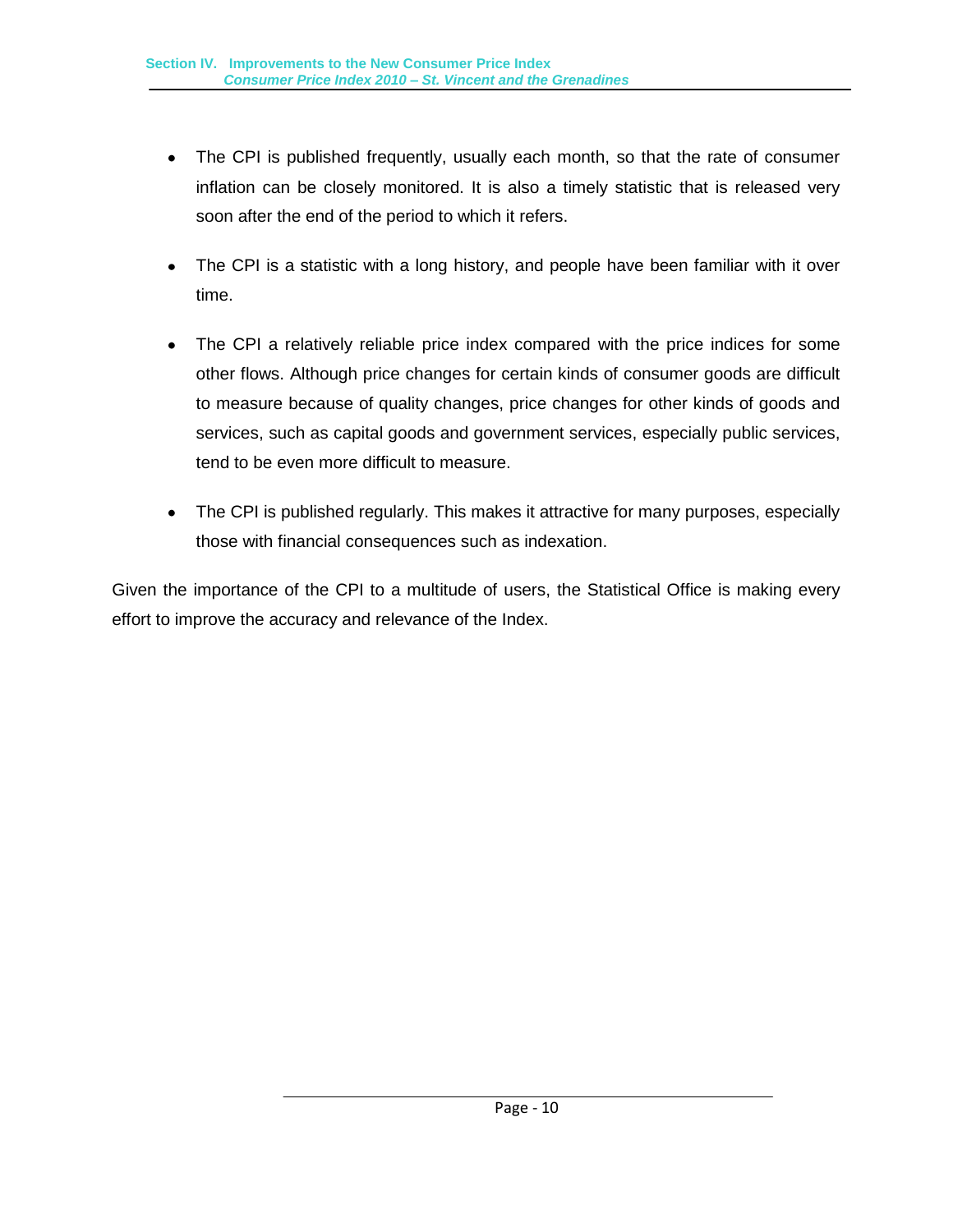- The CPI is published frequently, usually each month, so that the rate of consumer inflation can be closely monitored. It is also a timely statistic that is released very soon after the end of the period to which it refers.

- The CPI is a statistic with a long history, and people have been familiar with it over time.

- The CPI a relatively reliable price index compared with the price indices for some other flows. Although price changes for certain kinds of consumer goods are difficult to measure because of quality changes, price changes for other kinds of goods and services, such as capital goods and government services, especially public services, tend to be even more difficult to measure.

- The CPI is published regularly. This makes it attractive for many purposes, especially those with financial consequences such as indexation.

Given the importance of the CPI to a multitude of users, the Statistical Office is making every effort to improve the accuracy and relevance of the Index.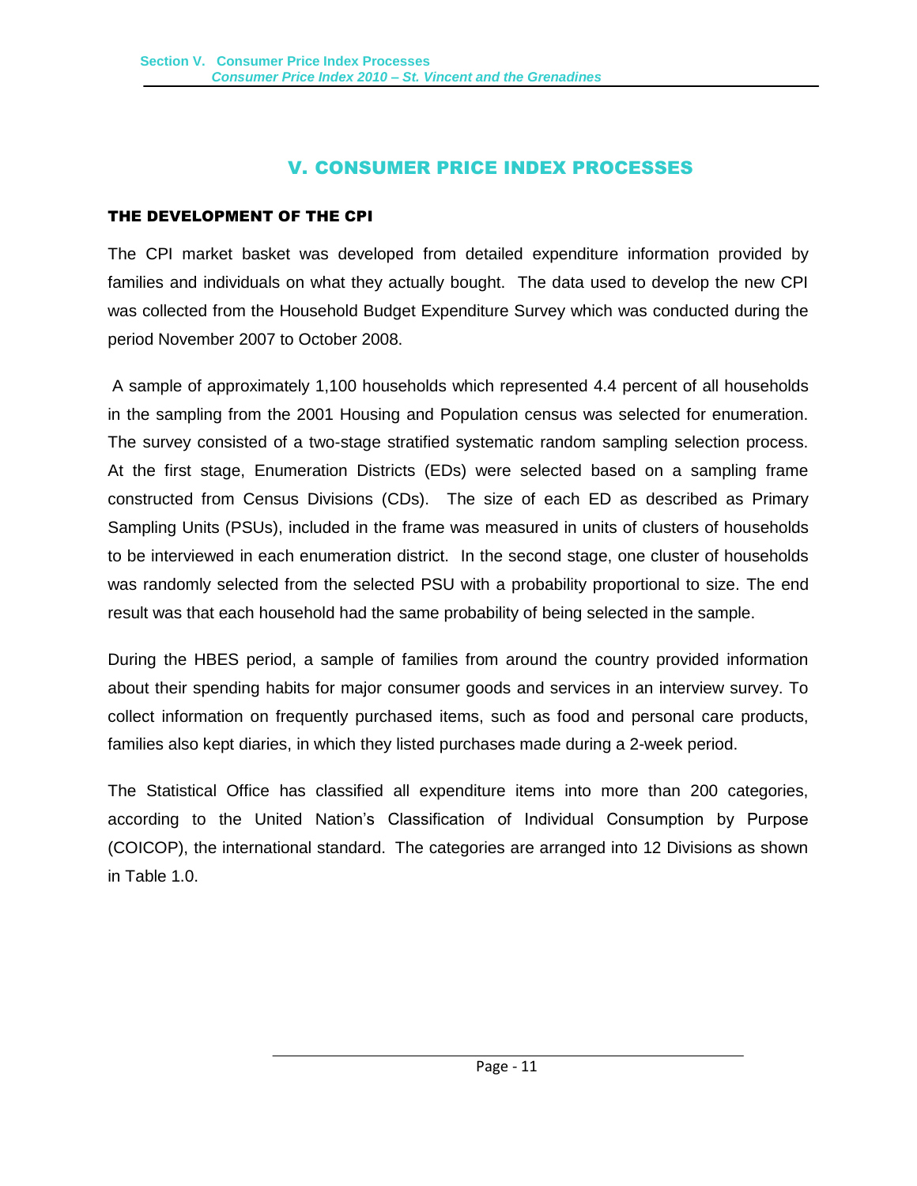# V. CONSUMER PRICE INDEX PROCESSES

## THE DEVELOPMENT OF THE CPI

The CPI market basket was developed from detailed expenditure information provided by families and individuals on what they actually bought. The data used to develop the new CPI was collected from the Household Budget Expenditure Survey which was conducted during the period November 2007 to October 2008.

A sample of approximately 1,100 households which represented 4.4 percent of all households in the sampling from the 2001 Housing and Population census was selected for enumeration. The survey consisted of a two-stage stratified systematic random sampling selection process. At the first stage, Enumeration Districts (EDs) were selected based on a sampling frame constructed from Census Divisions (CDs). The size of each ED as described as Primary Sampling Units (PSUs), included in the frame was measured in units of clusters of households to be interviewed in each enumeration district. In the second stage, one cluster of households was randomly selected from the selected PSU with a probability proportional to size. The end result was that each household had the same probability of being selected in the sample.

During the HBES period, a sample of families from around the country provided information about their spending habits for major consumer goods and services in an interview survey. To collect information on frequently purchased items, such as food and personal care products, families also kept diaries, in which they listed purchases made during a 2-week period.

The Statistical Office has classified all expenditure items into more than 200 categories, according to the United Nation's Classification of Individual Consumption by Purpose (COICOP), the international standard. The categories are arranged into 12 Divisions as shown in Table 1.0.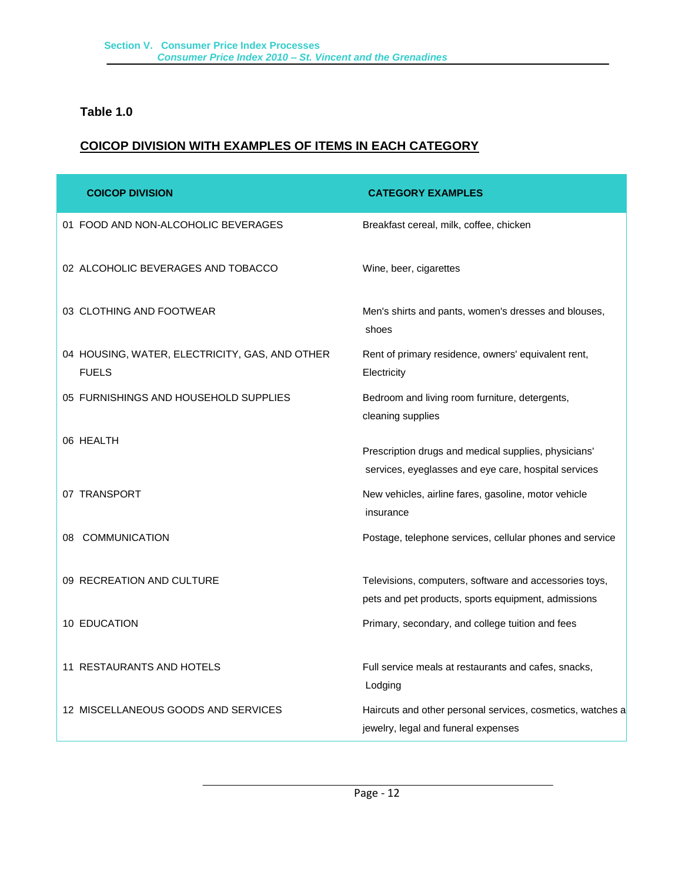**Table 1.0**

**<u>COICOP DIVISION WITH EXAMPLES OF ITEMS IN EACH CATEGORY</u>**

| COICOP DIVISION | CATEGORY EXAMPLES |
| --- | --- |
| 01 FOOD AND NON-ALCOHOLIC BEVERAGES | Breakfast cereal, milk, coffee, chicken |
| 02 ALCOHOLIC BEVERAGES AND TOBACCO | Wine, beer, cigarettes |
| 03 CLOTHING AND FOOTWEAR | Men's shirts and pants, women's dresses and blouses, shoes |
| 04 HOUSING, WATER, ELECTRICITY, GAS, AND OTHER FUELS | Rent of primary residence, owners' equivalent rent, Electricity |
| 05 FURNISHINGS AND HOUSEHOLD SUPPLIES | Bedroom and living room furniture, detergents, cleaning supplies |
| 06 HEALTH | Prescription drugs and medical supplies, physicians' services, eyeglasses and eye care, hospital services |
| 07 TRANSPORT | New vehicles, airline fares, gasoline, motor vehicle insurance |
| 08 COMMUNICATION | Postage, telephone services, cellular phones and service |
| 09 RECREATION AND CULTURE | Televisions, computers, software and accessories toys, pets and pet products, sports equipment, admissions |
| 10 EDUCATION | Primary, secondary, and college tuition and fees |
| 11 RESTAURANTS AND HOTELS | Full service meals at restaurants and cafes, snacks, Lodging |
| 12 MISCELLANEOUS GOODS AND SERVICES | Haircuts and other personal services, cosmetics, watches a jewelry, legal and funeral expenses |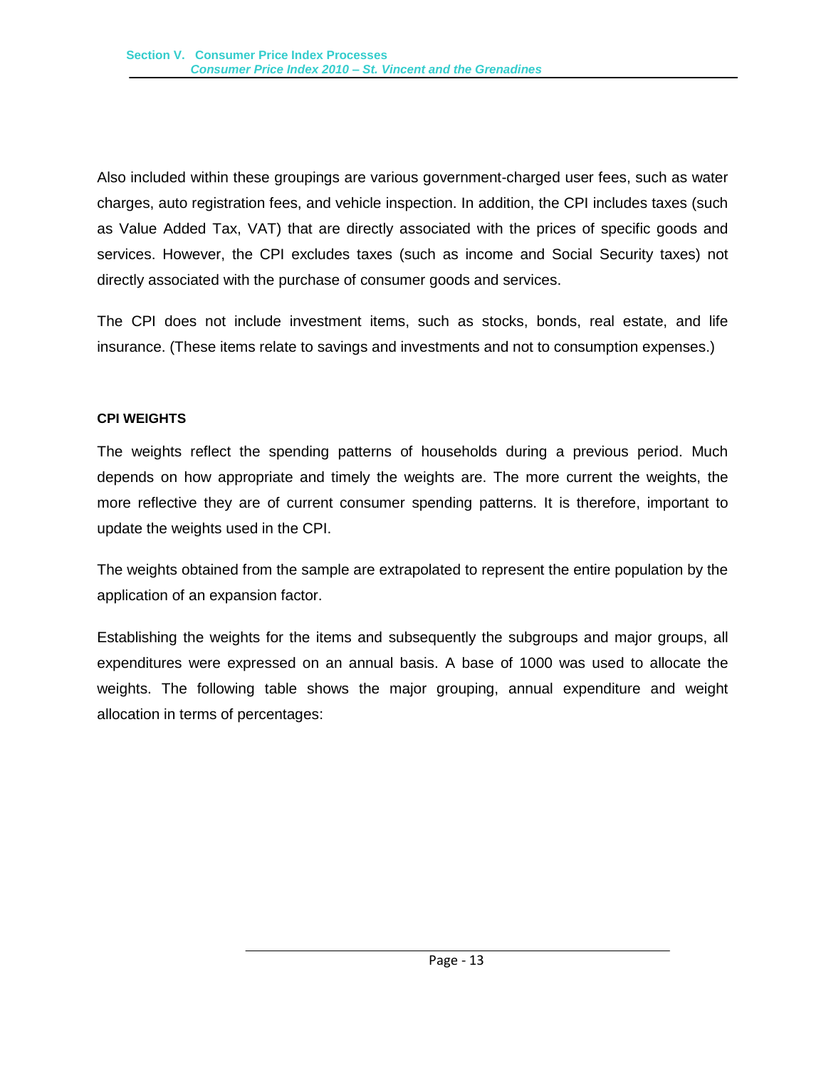Also included within these groupings are various government-charged user fees, such as water charges, auto registration fees, and vehicle inspection. In addition, the CPI includes taxes (such as Value Added Tax, VAT) that are directly associated with the prices of specific goods and services. However, the CPI excludes taxes (such as income and Social Security taxes) not directly associated with the purchase of consumer goods and services.

The CPI does not include investment items, such as stocks, bonds, real estate, and life insurance. (These items relate to savings and investments and not to consumption expenses.)

### CPI WEIGHTS

The weights reflect the spending patterns of households during a previous period. Much depends on how appropriate and timely the weights are. The more current the weights, the more reflective they are of current consumer spending patterns. It is therefore, important to update the weights used in the CPI.

The weights obtained from the sample are extrapolated to represent the entire population by the application of an expansion factor.

Establishing the weights for the items and subsequently the subgroups and major groups, all expenditures were expressed on an annual basis. A base of 1000 was used to allocate the weights. The following table shows the major grouping, annual expenditure and weight allocation in terms of percentages: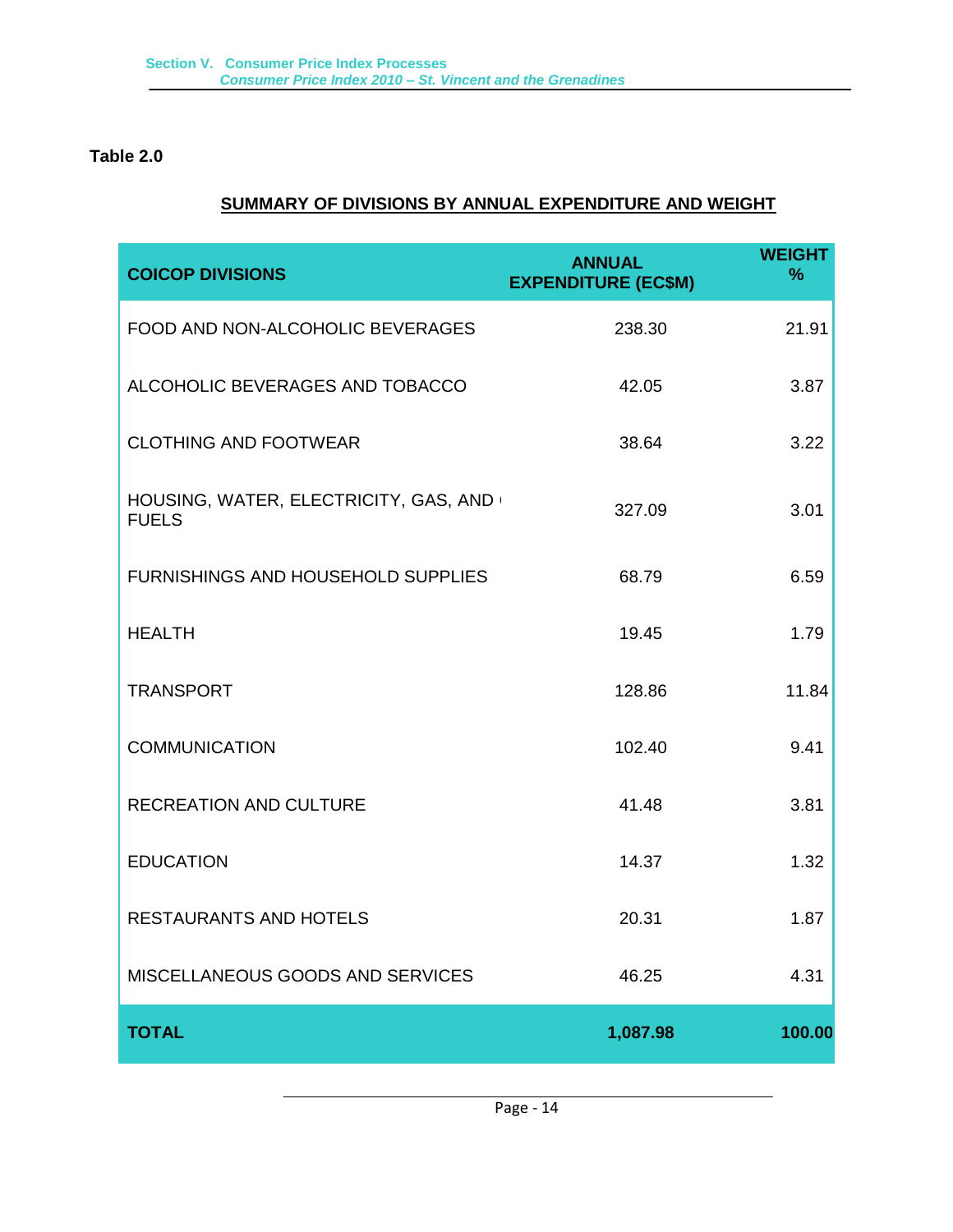**Table 2.0**

**SUMMARY OF DIVISIONS BY ANNUAL EXPENDITURE AND WEIGHT**

| COICOP DIVISIONS | ANNUAL EXPENDITURE (EC$M) | WEIGHT % |
|---|---|---|
| FOOD AND NON-ALCOHOLIC BEVERAGES | 238.30 | 21.91 |
| ALCOHOLIC BEVERAGES AND TOBACCO | 42.05 | 3.87 |
| CLOTHING AND FOOTWEAR | 38.64 | 3.22 |
| HOUSING, WATER, ELECTRICITY, GAS, AND FUELS | 327.09 | 3.01 |
| FURNISHINGS AND HOUSEHOLD SUPPLIES | 68.79 | 6.59 |
| HEALTH | 19.45 | 1.79 |
| TRANSPORT | 128.86 | 11.84 |
| COMMUNICATION | 102.40 | 9.41 |
| RECREATION AND CULTURE | 41.48 | 3.81 |
| EDUCATION | 14.37 | 1.32 |
| RESTAURANTS AND HOTELS | 20.31 | 1.87 |
| MISCELLANEOUS GOODS AND SERVICES | 46.25 | 4.31 |
| **TOTAL** | **1,087.98** | **100.00** |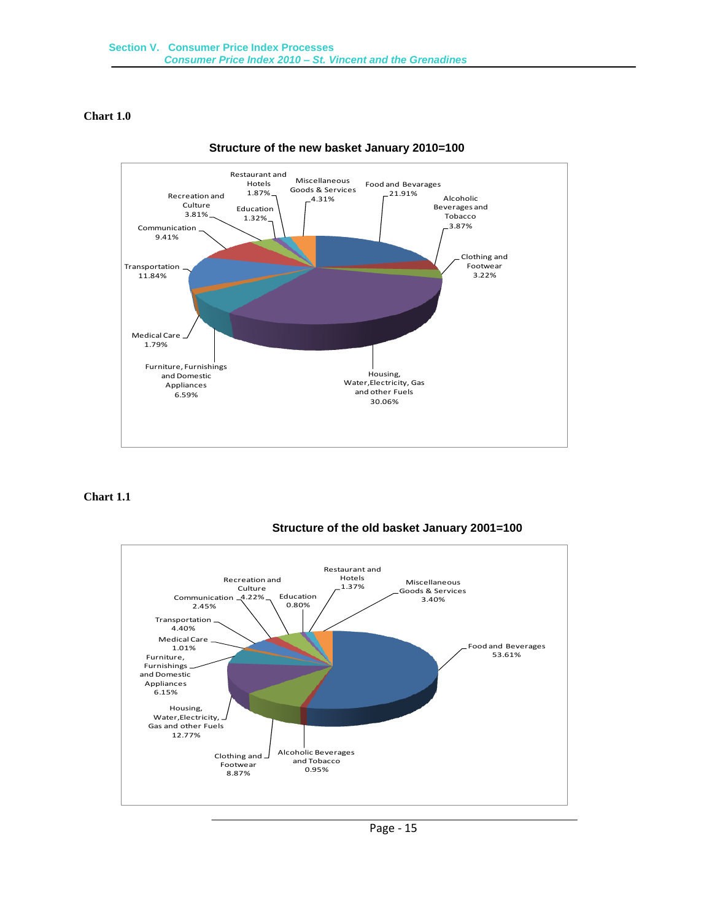**Chart 1.0**

**Structure of the new basket January 2010=100**

- Food and Bevarages 21.91%
- Alcoholic Beverages and Tobacco 3.87%
- Clothing and Footwear 3.22%
- Housing, Water,Electricity, Gas and other Fuels 30.06%
- Furniture, Furnishings and Domestic Appliances 6.59%
- Medical Care 1.79%
- Transportation 11.84%
- Communication 9.41%
- Recreation and Culture 3.81%
- Education 1.32%
- Restaurant and Hotels 1.87%
- Miscellaneous Goods & Services 4.31%

**Chart 1.1**

**Structure of the old basket January 2001=100**

- Food and Beverages 53.61%
- Alcoholic Beverages and Tobacco 0.95%
- Clothing and Footwear 8.87%
- Housing, Water,Electricity, Gas and other Fuels 12.77%
- Furniture, Furnishings and Domestic Appliances 6.15%
- Medical Care 1.01%
- Transportation 4.40%
- Communication 2.45%
- Recreation and Culture 4.22%
- Education 0.80%
- Restaurant and Hotels 1.37%
- Miscellaneous Goods & Services 3.40%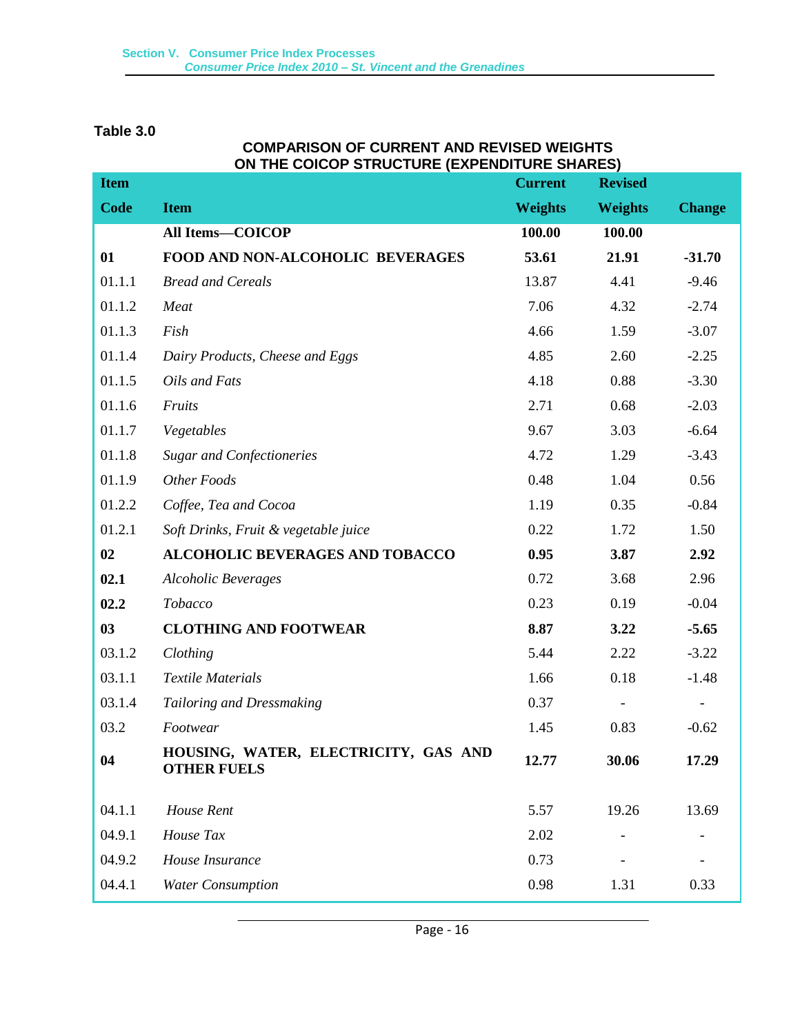**Table 3.0**

**COMPARISON OF CURRENT AND REVISED WEIGHTS ON THE COICOP STRUCTURE (EXPENDITURE SHARES)**

| Item Code | Item | Current Weights | Revised Weights | Change |
|---|---|---|---|---|
| | **All Items—COICOP** | **100.00** | **100.00** | |
| **01** | **FOOD AND NON-ALCOHOLIC BEVERAGES** | **53.61** | **21.91** | **-31.70** |
| 01.1.1 | *Bread and Cereals* | 13.87 | 4.41 | -9.46 |
| 01.1.2 | *Meat* | 7.06 | 4.32 | -2.74 |
| 01.1.3 | *Fish* | 4.66 | 1.59 | -3.07 |
| 01.1.4 | *Dairy Products, Cheese and Eggs* | 4.85 | 2.60 | -2.25 |
| 01.1.5 | *Oils and Fats* | 4.18 | 0.88 | -3.30 |
| 01.1.6 | *Fruits* | 2.71 | 0.68 | -2.03 |
| 01.1.7 | *Vegetables* | 9.67 | 3.03 | -6.64 |
| 01.1.8 | *Sugar and Confectioneries* | 4.72 | 1.29 | -3.43 |
| 01.1.9 | *Other Foods* | 0.48 | 1.04 | 0.56 |
| 01.2.2 | *Coffee, Tea and Cocoa* | 1.19 | 0.35 | -0.84 |
| 01.2.1 | *Soft Drinks, Fruit & vegetable juice* | 0.22 | 1.72 | 1.50 |
| **02** | **ALCOHOLIC BEVERAGES AND TOBACCO** | **0.95** | **3.87** | **2.92** |
| **02.1** | *Alcoholic Beverages* | 0.72 | 3.68 | 2.96 |
| **02.2** | *Tobacco* | 0.23 | 0.19 | -0.04 |
| **03** | **CLOTHING AND FOOTWEAR** | **8.87** | **3.22** | **-5.65** |
| 03.1.2 | *Clothing* | 5.44 | 2.22 | -3.22 |
| 03.1.1 | *Textile Materials* | 1.66 | 0.18 | -1.48 |
| 03.1.4 | *Tailoring and Dressmaking* | 0.37 | - | - |
| 03.2 | *Footwear* | 1.45 | 0.83 | -0.62 |
| **04** | **HOUSING, WATER, ELECTRICITY, GAS AND OTHER FUELS** | **12.77** | **30.06** | **17.29** |
| 04.1.1 | *House Rent* | 5.57 | 19.26 | 13.69 |
| 04.9.1 | *House Tax* | 2.02 | - | - |
| 04.9.2 | *House Insurance* | 0.73 | - | - |
| 04.4.1 | *Water Consumption* | 0.98 | 1.31 | 0.33 |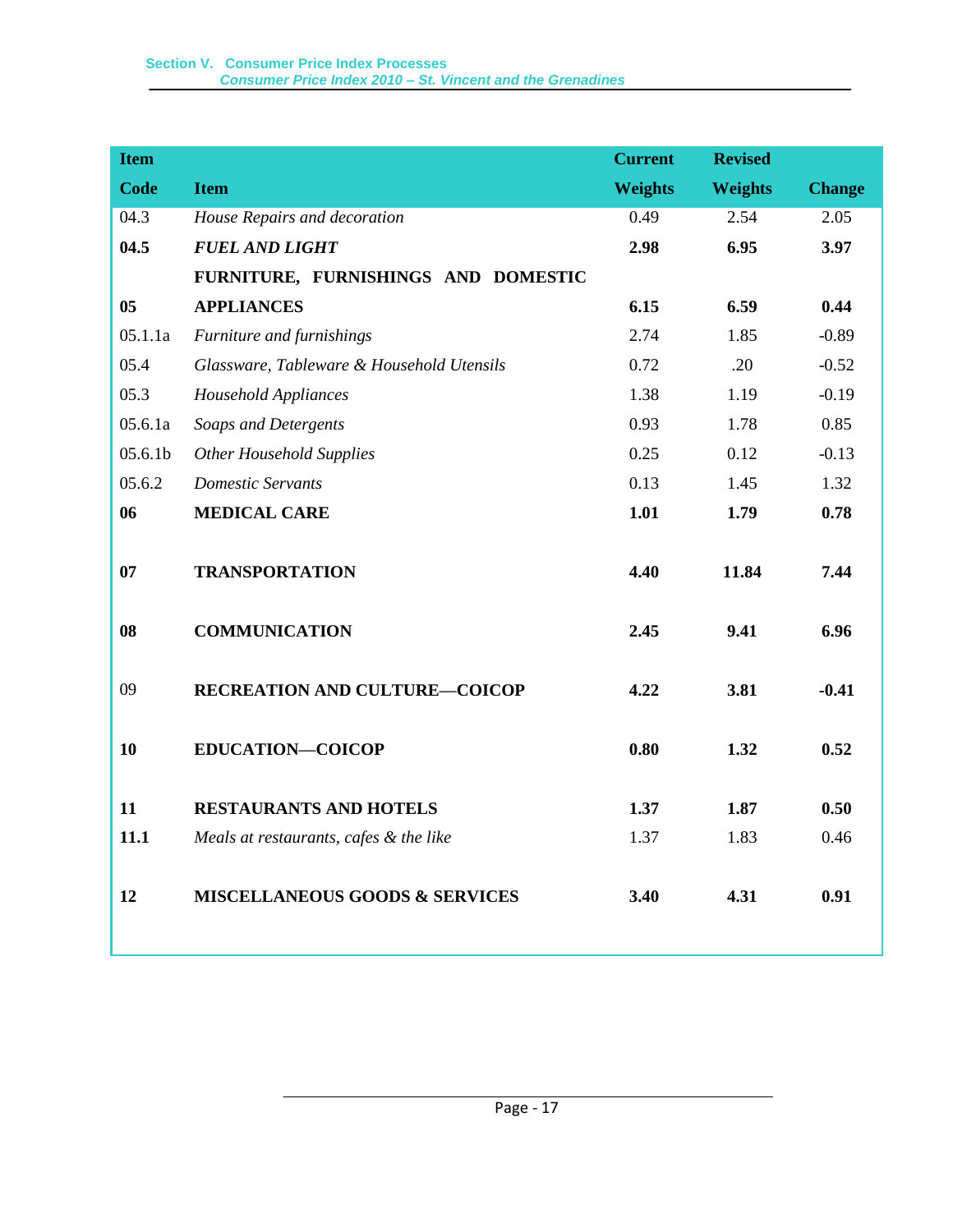| Item Code | Item | Current Weights | Revised Weights | Change |
|---|---|---|---|---|
| 04.3 | *House Repairs and decoration* | 0.49 | 2.54 | 2.05 |
| **04.5** | ***FUEL AND LIGHT*** | **2.98** | **6.95** | **3.97** |
| **05** | **FURNITURE, FURNISHINGS AND DOMESTIC APPLIANCES** | **6.15** | **6.59** | **0.44** |
| 05.1.1a | *Furniture and furnishings* | 2.74 | 1.85 | -0.89 |
| 05.4 | *Glassware, Tableware & Household Utensils* | 0.72 | .20 | -0.52 |
| 05.3 | *Household Appliances* | 1.38 | 1.19 | -0.19 |
| 05.6.1a | *Soaps and Detergents* | 0.93 | 1.78 | 0.85 |
| 05.6.1b | *Other Household Supplies* | 0.25 | 0.12 | -0.13 |
| 05.6.2 | *Domestic Servants* | 0.13 | 1.45 | 1.32 |
| **06** | **MEDICAL CARE** | **1.01** | **1.79** | **0.78** |
| **07** | **TRANSPORTATION** | **4.40** | **11.84** | **7.44** |
| **08** | **COMMUNICATION** | **2.45** | **9.41** | **6.96** |
| 09 | **RECREATION AND CULTURE—COICOP** | **4.22** | **3.81** | **-0.41** |
| **10** | **EDUCATION—COICOP** | **0.80** | **1.32** | **0.52** |
| **11** | **RESTAURANTS AND HOTELS** | **1.37** | **1.87** | **0.50** |
| **11.1** | *Meals at restaurants, cafes & the like* | 1.37 | 1.83 | 0.46 |
| **12** | **MISCELLANEOUS GOODS & SERVICES** | **3.40** | **4.31** | **0.91** |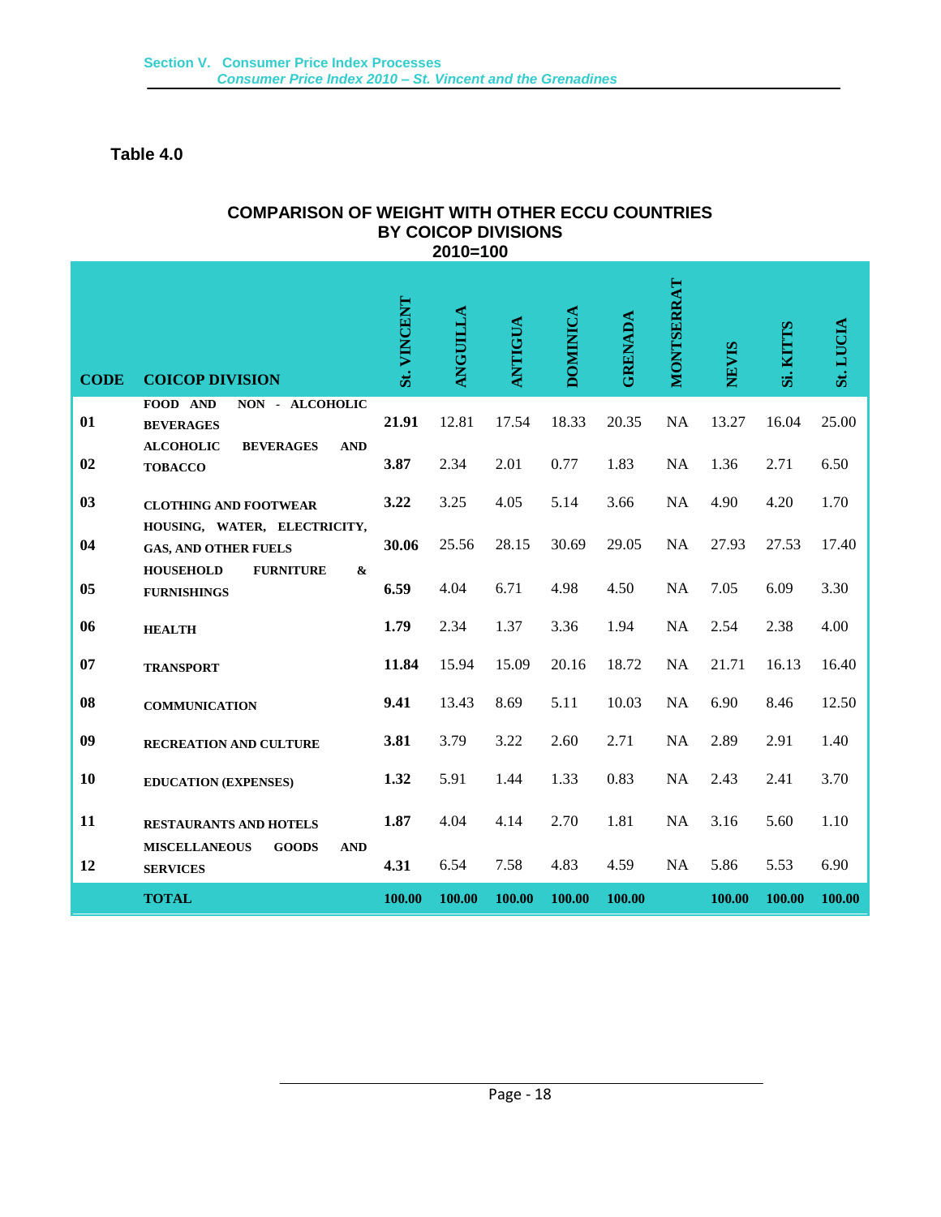**Table 4.0**

## COMPARISON OF WEIGHT WITH OTHER ECCU COUNTRIES BY COICOP DIVISIONS 2010=100

| CODE | COICOP DIVISION | St. VINCENT | ANGUILLA | ANTIGUA | DOMINICA | GRENADA | MONTSERRAT | NEVIS | Si. KITTS | St. LUCIA |
|---|---|---|---|---|---|---|---|---|---|---|
| 01 | FOOD AND NON - ALCOHOLIC BEVERAGES | **21.91** | 12.81 | 17.54 | 18.33 | 20.35 | NA | 13.27 | 16.04 | 25.00 |
| 02 | ALCOHOLIC BEVERAGES AND TOBACCO | **3.87** | 2.34 | 2.01 | 0.77 | 1.83 | NA | 1.36 | 2.71 | 6.50 |
| 03 | CLOTHING AND FOOTWEAR | **3.22** | 3.25 | 4.05 | 5.14 | 3.66 | NA | 4.90 | 4.20 | 1.70 |
| 04 | HOUSING, WATER, ELECTRICITY, GAS, AND OTHER FUELS | **30.06** | 25.56 | 28.15 | 30.69 | 29.05 | NA | 27.93 | 27.53 | 17.40 |
| 05 | HOUSEHOLD FURNITURE & FURNISHINGS | **6.59** | 4.04 | 6.71 | 4.98 | 4.50 | NA | 7.05 | 6.09 | 3.30 |
| 06 | HEALTH | **1.79** | 2.34 | 1.37 | 3.36 | 1.94 | NA | 2.54 | 2.38 | 4.00 |
| 07 | TRANSPORT | **11.84** | 15.94 | 15.09 | 20.16 | 18.72 | NA | 21.71 | 16.13 | 16.40 |
| 08 | COMMUNICATION | **9.41** | 13.43 | 8.69 | 5.11 | 10.03 | NA | 6.90 | 8.46 | 12.50 |
| 09 | RECREATION AND CULTURE | **3.81** | 3.79 | 3.22 | 2.60 | 2.71 | NA | 2.89 | 2.91 | 1.40 |
| 10 | EDUCATION (EXPENSES) | **1.32** | 5.91 | 1.44 | 1.33 | 0.83 | NA | 2.43 | 2.41 | 3.70 |
| 11 | RESTAURANTS AND HOTELS | **1.87** | 4.04 | 4.14 | 2.70 | 1.81 | NA | 3.16 | 5.60 | 1.10 |
| 12 | MISCELLANEOUS GOODS AND SERVICES | **4.31** | 6.54 | 7.58 | 4.83 | 4.59 | NA | 5.86 | 5.53 | 6.90 |
| | **TOTAL** | **100.00** | **100.00** | **100.00** | **100.00** | **100.00** | | **100.00** | **100.00** | **100.00** |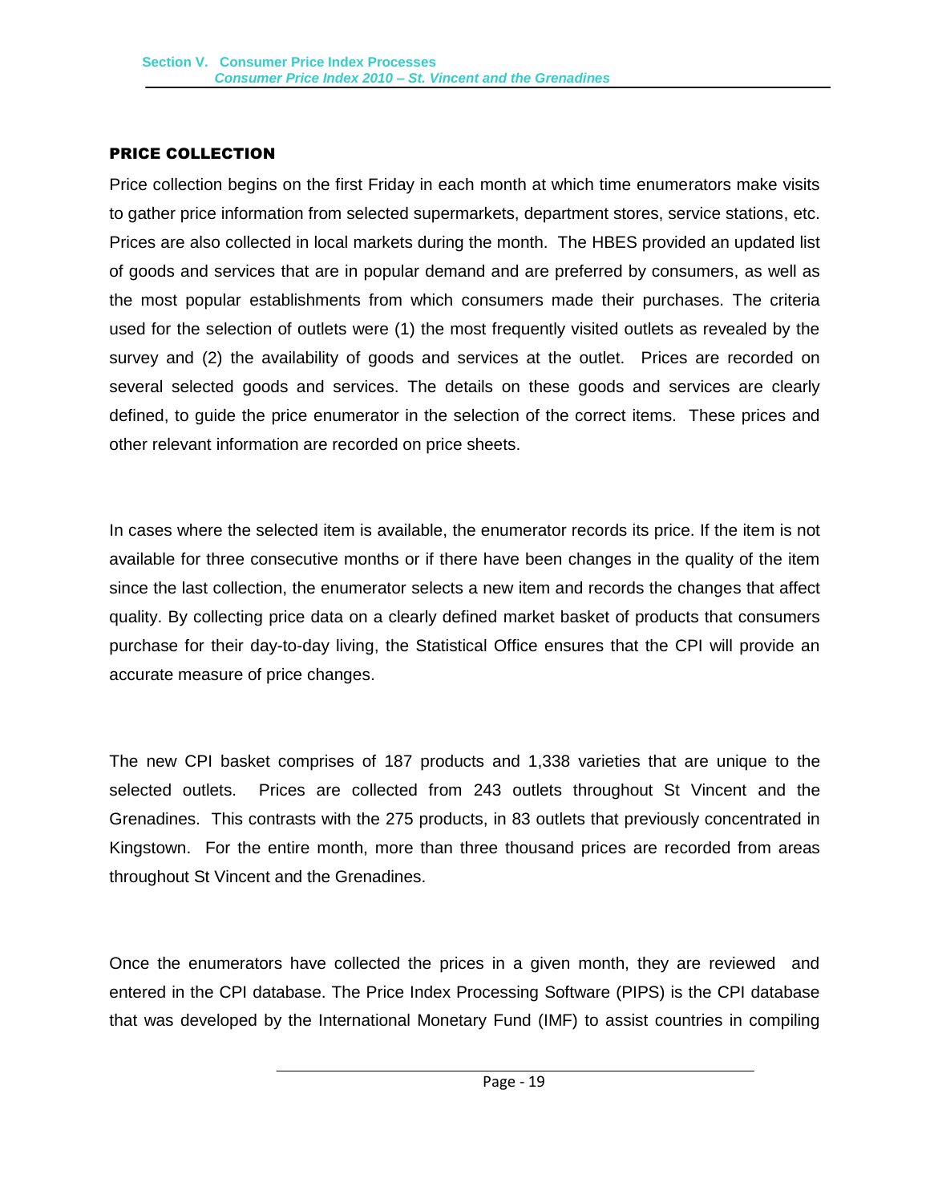## PRICE COLLECTION

Price collection begins on the first Friday in each month at which time enumerators make visits to gather price information from selected supermarkets, department stores, service stations, etc. Prices are also collected in local markets during the month. The HBES provided an updated list of goods and services that are in popular demand and are preferred by consumers, as well as the most popular establishments from which consumers made their purchases. The criteria used for the selection of outlets were (1) the most frequently visited outlets as revealed by the survey and (2) the availability of goods and services at the outlet. Prices are recorded on several selected goods and services. The details on these goods and services are clearly defined, to guide the price enumerator in the selection of the correct items. These prices and other relevant information are recorded on price sheets.

In cases where the selected item is available, the enumerator records its price. If the item is not available for three consecutive months or if there have been changes in the quality of the item since the last collection, the enumerator selects a new item and records the changes that affect quality. By collecting price data on a clearly defined market basket of products that consumers purchase for their day-to-day living, the Statistical Office ensures that the CPI will provide an accurate measure of price changes.

The new CPI basket comprises of 187 products and 1,338 varieties that are unique to the selected outlets. Prices are collected from 243 outlets throughout St Vincent and the Grenadines. This contrasts with the 275 products, in 83 outlets that previously concentrated in Kingstown. For the entire month, more than three thousand prices are recorded from areas throughout St Vincent and the Grenadines.

Once the enumerators have collected the prices in a given month, they are reviewed and entered in the CPI database. The Price Index Processing Software (PIPS) is the CPI database that was developed by the International Monetary Fund (IMF) to assist countries in compiling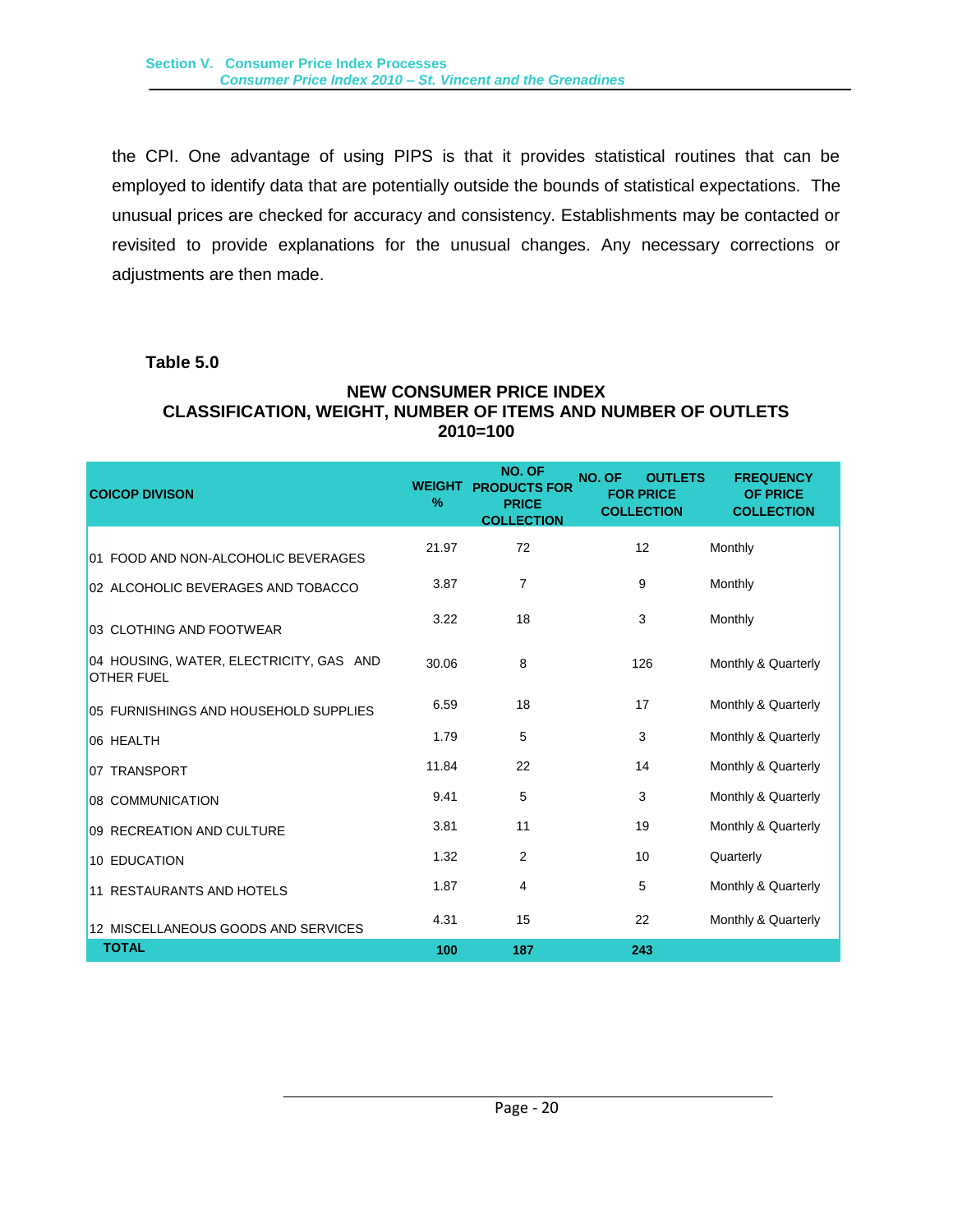the CPI. One advantage of using PIPS is that it provides statistical routines that can be employed to identify data that are potentially outside the bounds of statistical expectations. The unusual prices are checked for accuracy and consistency. Establishments may be contacted or revisited to provide explanations for the unusual changes. Any necessary corrections or adjustments are then made.

**Table 5.0**

### NEW CONSUMER PRICE INDEX
### CLASSIFICATION, WEIGHT, NUMBER OF ITEMS AND NUMBER OF OUTLETS
### 2010=100

| COICOP DIVISON | WEIGHT % | NO. OF PRODUCTS FOR PRICE COLLECTION | NO. OF OUTLETS FOR PRICE COLLECTION | FREQUENCY OF PRICE COLLECTION |
|---|---|---|---|---|
| 01 FOOD AND NON-ALCOHOLIC BEVERAGES | 21.97 | 72 | 12 | Monthly |
| 02 ALCOHOLIC BEVERAGES AND TOBACCO | 3.87 | 7 | 9 | Monthly |
| 03 CLOTHING AND FOOTWEAR | 3.22 | 18 | 3 | Monthly |
| 04 HOUSING, WATER, ELECTRICITY, GAS AND OTHER FUEL | 30.06 | 8 | 126 | Monthly & Quarterly |
| 05 FURNISHINGS AND HOUSEHOLD SUPPLIES | 6.59 | 18 | 17 | Monthly & Quarterly |
| 06 HEALTH | 1.79 | 5 | 3 | Monthly & Quarterly |
| 07 TRANSPORT | 11.84 | 22 | 14 | Monthly & Quarterly |
| 08 COMMUNICATION | 9.41 | 5 | 3 | Monthly & Quarterly |
| 09 RECREATION AND CULTURE | 3.81 | 11 | 19 | Monthly & Quarterly |
| 10 EDUCATION | 1.32 | 2 | 10 | Quarterly |
| 11 RESTAURANTS AND HOTELS | 1.87 | 4 | 5 | Monthly & Quarterly |
| 12 MISCELLANEOUS GOODS AND SERVICES | 4.31 | 15 | 22 | Monthly & Quarterly |
| **TOTAL** | **100** | **187** | **243** | |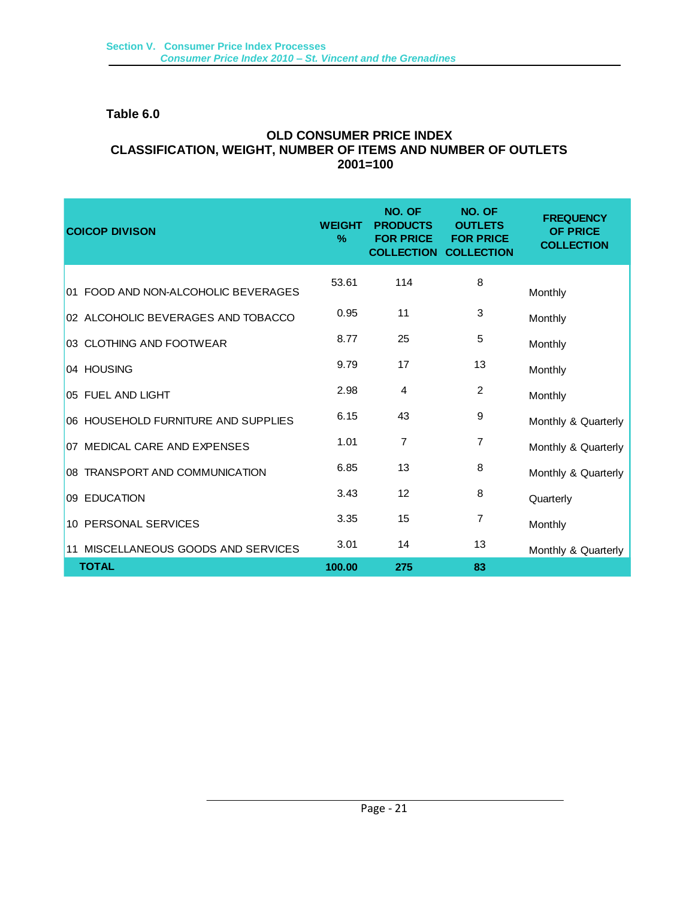**Table 6.0**

**OLD CONSUMER PRICE INDEX**
**CLASSIFICATION, WEIGHT, NUMBER OF ITEMS AND NUMBER OF OUTLETS**
**2001=100**

| COICOP DIVISON | WEIGHT % | NO. OF PRODUCTS FOR PRICE COLLECTION | NO. OF OUTLETS FOR PRICE COLLECTION | FREQUENCY OF PRICE COLLECTION |
|---|---|---|---|---|
| 01 FOOD AND NON-ALCOHOLIC BEVERAGES | 53.61 | 114 | 8 | Monthly |
| 02 ALCOHOLIC BEVERAGES AND TOBACCO | 0.95 | 11 | 3 | Monthly |
| 03 CLOTHING AND FOOTWEAR | 8.77 | 25 | 5 | Monthly |
| 04 HOUSING | 9.79 | 17 | 13 | Monthly |
| 05 FUEL AND LIGHT | 2.98 | 4 | 2 | Monthly |
| 06 HOUSEHOLD FURNITURE AND SUPPLIES | 6.15 | 43 | 9 | Monthly & Quarterly |
| 07 MEDICAL CARE AND EXPENSES | 1.01 | 7 | 7 | Monthly & Quarterly |
| 08 TRANSPORT AND COMMUNICATION | 6.85 | 13 | 8 | Monthly & Quarterly |
| 09 EDUCATION | 3.43 | 12 | 8 | Quarterly |
| 10 PERSONAL SERVICES | 3.35 | 15 | 7 | Monthly |
| 11 MISCELLANEOUS GOODS AND SERVICES | 3.01 | 14 | 13 | Monthly & Quarterly |
| **TOTAL** | **100.00** | **275** | **83** | |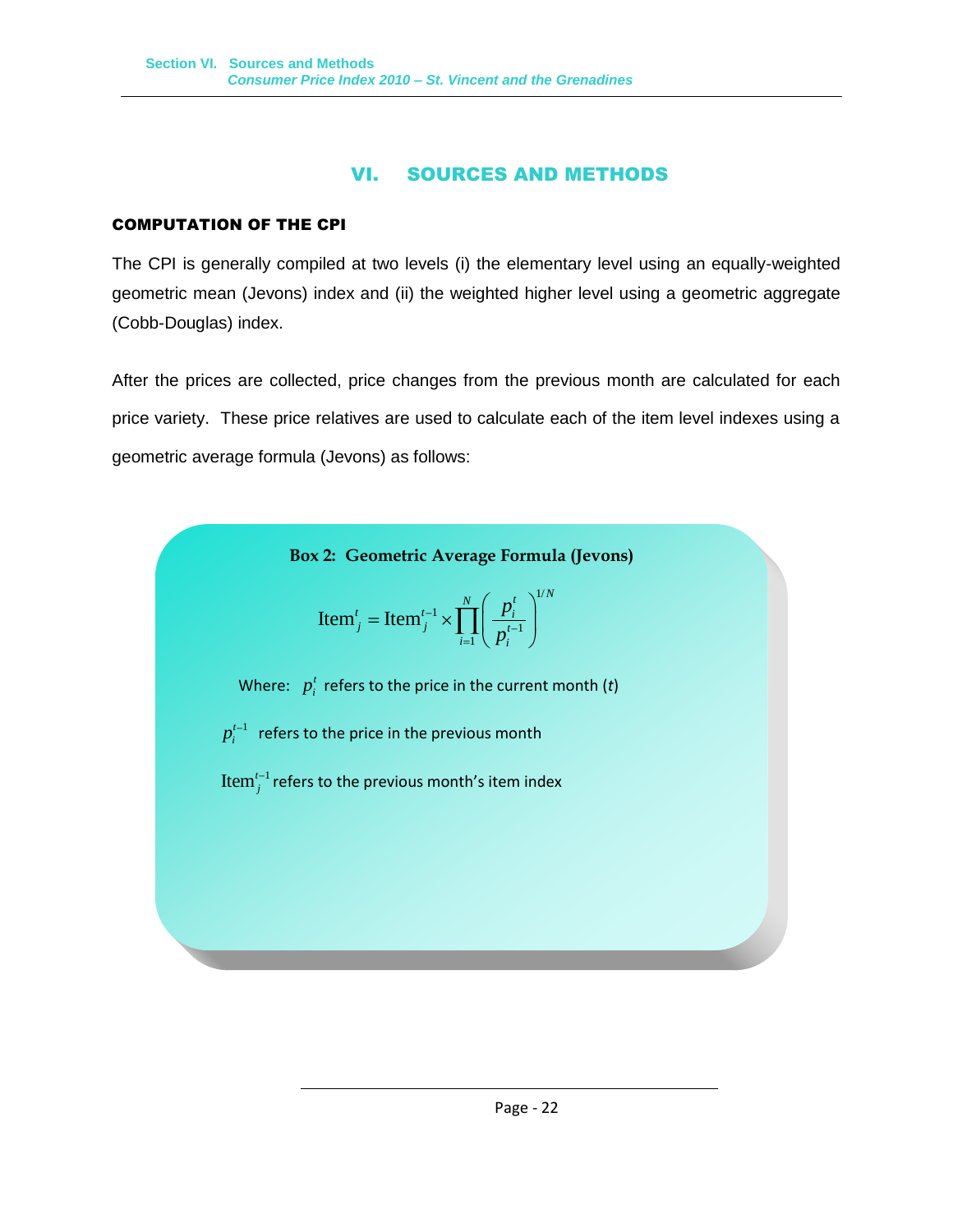# VI. SOURCES AND METHODS

## COMPUTATION OF THE CPI

The CPI is generally compiled at two levels (i) the elementary level using an equally-weighted geometric mean (Jevons) index and (ii) the weighted higher level using a geometric aggregate (Cobb-Douglas) index.

After the prices are collected, price changes from the previous month are calculated for each price variety. These price relatives are used to calculate each of the item level indexes using a geometric average formula (Jevons) as follows:

**Box 2: Geometric Average Formula (Jevons)**

$$\text{Item}_j^t = \text{Item}_j^{t-1} \times \prod_{i=1}^{N} \left( \frac{p_i^t}{p_i^{t-1}} \right)^{1/N}$$

Where: $p_i^t$ refers to the price in the current month ($t$)

$p_i^{t-1}$ refers to the price in the previous month

$\text{Item}_j^{t-1}$ refers to the previous month's item index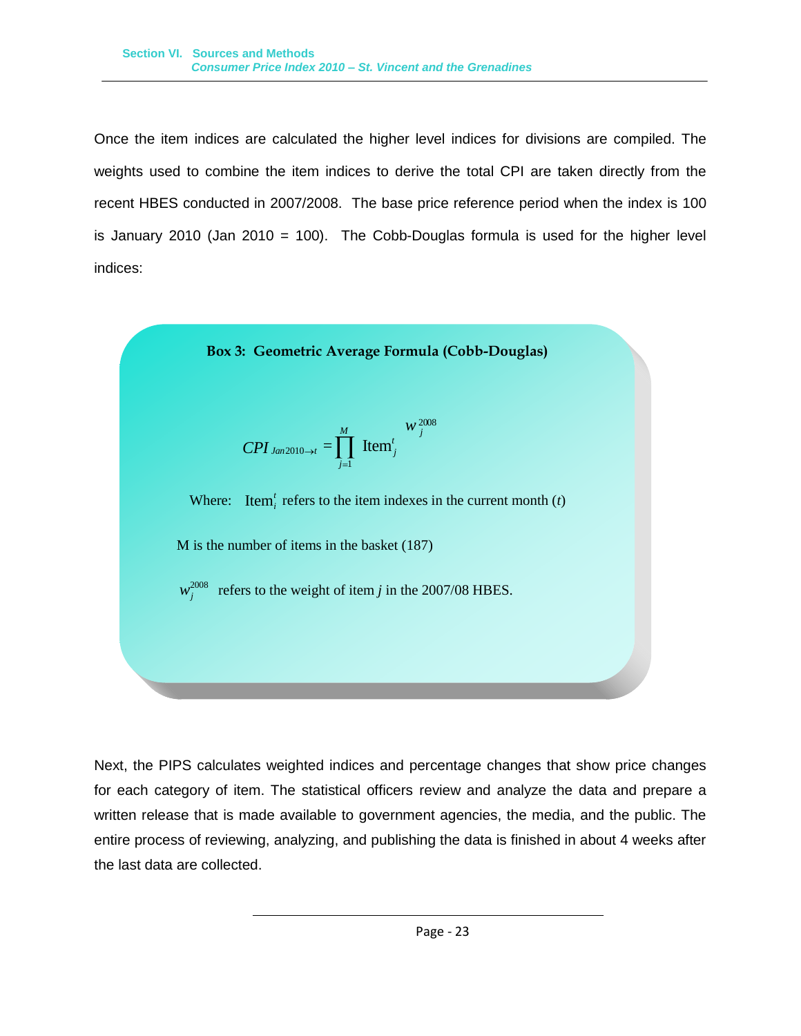Once the item indices are calculated the higher level indices for divisions are compiled. The weights used to combine the item indices to derive the total CPI are taken directly from the recent HBES conducted in 2007/2008. The base price reference period when the index is 100 is January 2010 (Jan 2010 = 100). The Cobb-Douglas formula is used for the higher level indices:

**Box 3: Geometric Average Formula (Cobb-Douglas)**

$$CPI_{Jan2010 \rightarrow t} = \prod_{j=1}^{M} \text{Item}_j^{t\ w_j^{2008}}$$

Where: $\text{Item}_i^t$ refers to the item indexes in the current month ($t$)

M is the number of items in the basket (187)

$w_j^{2008}$ refers to the weight of item $j$ in the 2007/08 HBES.

Next, the PIPS calculates weighted indices and percentage changes that show price changes for each category of item. The statistical officers review and analyze the data and prepare a written release that is made available to government agencies, the media, and the public. The entire process of reviewing, analyzing, and publishing the data is finished in about 4 weeks after the last data are collected.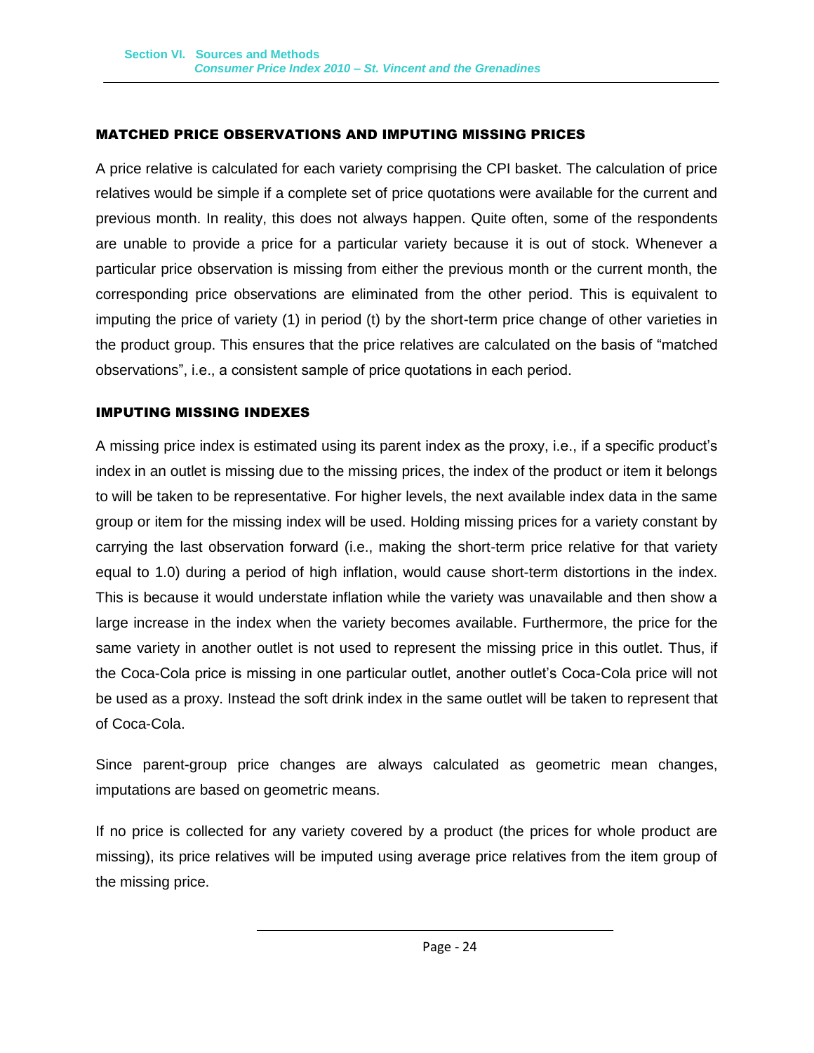## MATCHED PRICE OBSERVATIONS AND IMPUTING MISSING PRICES

A price relative is calculated for each variety comprising the CPI basket. The calculation of price relatives would be simple if a complete set of price quotations were available for the current and previous month. In reality, this does not always happen. Quite often, some of the respondents are unable to provide a price for a particular variety because it is out of stock. Whenever a particular price observation is missing from either the previous month or the current month, the corresponding price observations are eliminated from the other period. This is equivalent to imputing the price of variety (1) in period (t) by the short-term price change of other varieties in the product group. This ensures that the price relatives are calculated on the basis of "matched observations", i.e., a consistent sample of price quotations in each period.

## IMPUTING MISSING INDEXES

A missing price index is estimated using its parent index as the proxy, i.e., if a specific product's index in an outlet is missing due to the missing prices, the index of the product or item it belongs to will be taken to be representative. For higher levels, the next available index data in the same group or item for the missing index will be used. Holding missing prices for a variety constant by carrying the last observation forward (i.e., making the short-term price relative for that variety equal to 1.0) during a period of high inflation, would cause short-term distortions in the index. This is because it would understate inflation while the variety was unavailable and then show a large increase in the index when the variety becomes available. Furthermore, the price for the same variety in another outlet is not used to represent the missing price in this outlet. Thus, if the Coca-Cola price is missing in one particular outlet, another outlet's Coca-Cola price will not be used as a proxy. Instead the soft drink index in the same outlet will be taken to represent that of Coca-Cola.

Since parent-group price changes are always calculated as geometric mean changes, imputations are based on geometric means.

If no price is collected for any variety covered by a product (the prices for whole product are missing), its price relatives will be imputed using average price relatives from the item group of the missing price.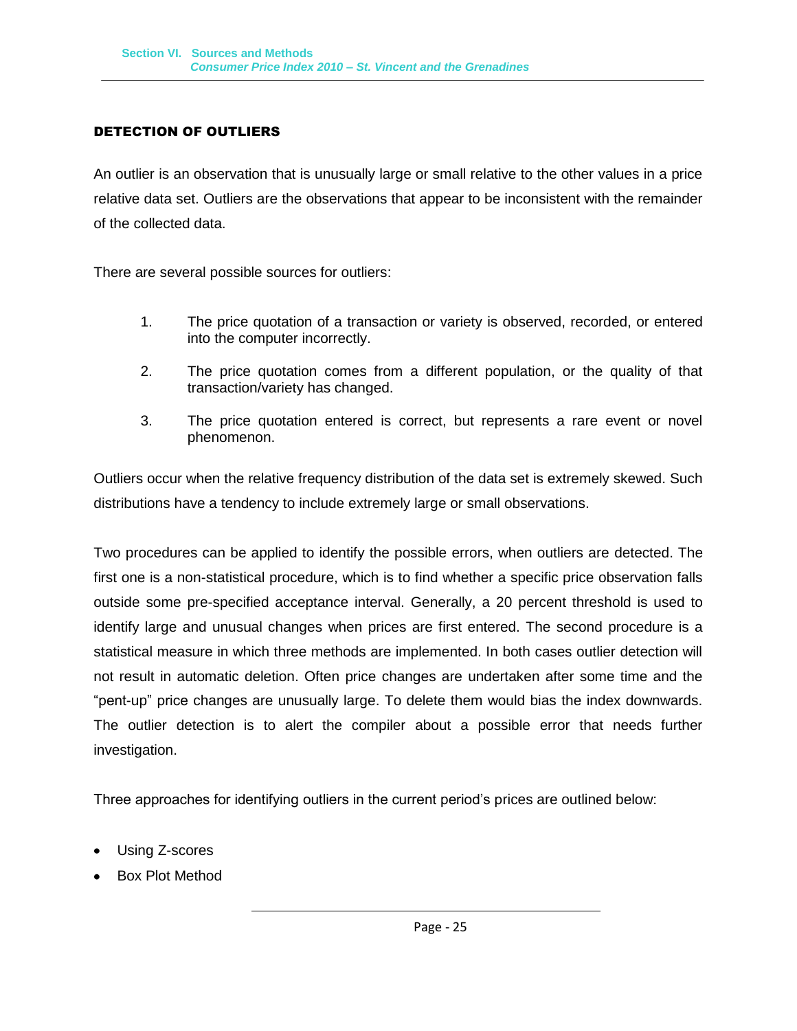## DETECTION OF OUTLIERS

An outlier is an observation that is unusually large or small relative to the other values in a price relative data set. Outliers are the observations that appear to be inconsistent with the remainder of the collected data.

There are several possible sources for outliers:

1. The price quotation of a transaction or variety is observed, recorded, or entered into the computer incorrectly.
2. The price quotation comes from a different population, or the quality of that transaction/variety has changed.
3. The price quotation entered is correct, but represents a rare event or novel phenomenon.

Outliers occur when the relative frequency distribution of the data set is extremely skewed. Such distributions have a tendency to include extremely large or small observations.

Two procedures can be applied to identify the possible errors, when outliers are detected. The first one is a non-statistical procedure, which is to find whether a specific price observation falls outside some pre-specified acceptance interval. Generally, a 20 percent threshold is used to identify large and unusual changes when prices are first entered. The second procedure is a statistical measure in which three methods are implemented. In both cases outlier detection will not result in automatic deletion. Often price changes are undertaken after some time and the "pent-up" price changes are unusually large. To delete them would bias the index downwards. The outlier detection is to alert the compiler about a possible error that needs further investigation.

Three approaches for identifying outliers in the current period's prices are outlined below:

- Using Z-scores
- Box Plot Method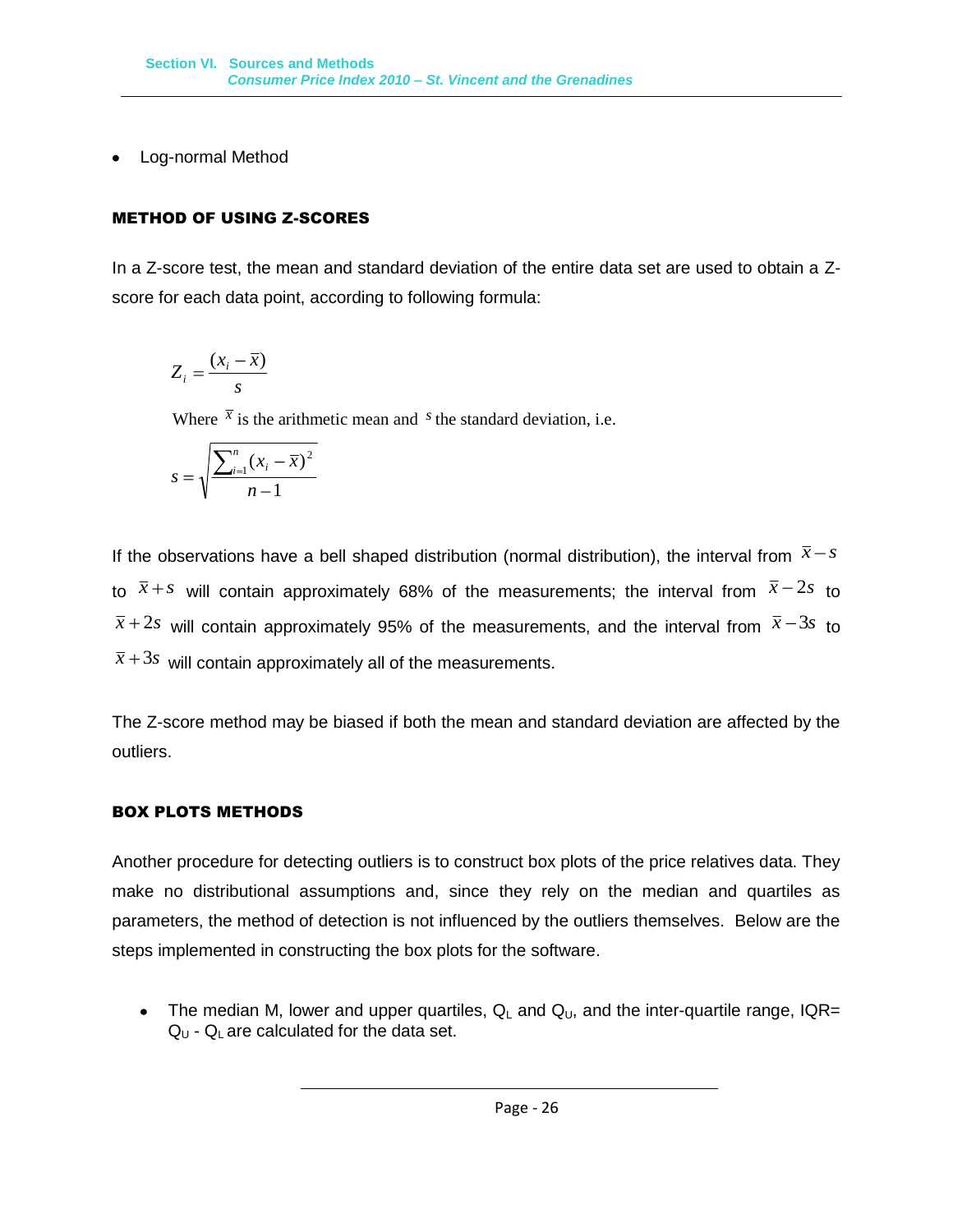- Log-normal Method

### METHOD OF USING Z-SCORES

In a Z-score test, the mean and standard deviation of the entire data set are used to obtain a Z-score for each data point, according to following formula:

$$Z_i = \frac{(x_i - \bar{x})}{s}$$

Where $\bar{x}$ is the arithmetic mean and $s$ the standard deviation, i.e.

$$s = \sqrt{\frac{\sum_{i=1}^{n}(x_i - \bar{x})^2}{n-1}}$$

If the observations have a bell shaped distribution (normal distribution), the interval from $\bar{x} - s$ to $\bar{x} + s$ will contain approximately 68% of the measurements; the interval from $\bar{x} - 2s$ to $\bar{x} + 2s$ will contain approximately 95% of the measurements, and the interval from $\bar{x} - 3s$ to $\bar{x} + 3s$ will contain approximately all of the measurements.

The Z-score method may be biased if both the mean and standard deviation are affected by the outliers.

### BOX PLOTS METHODS

Another procedure for detecting outliers is to construct box plots of the price relatives data. They make no distributional assumptions and, since they rely on the median and quartiles as parameters, the method of detection is not influenced by the outliers themselves. Below are the steps implemented in constructing the box plots for the software.

- The median M, lower and upper quartiles, $Q_L$ and $Q_U$, and the inter-quartile range, IQR= $Q_U$ - $Q_L$ are calculated for the data set.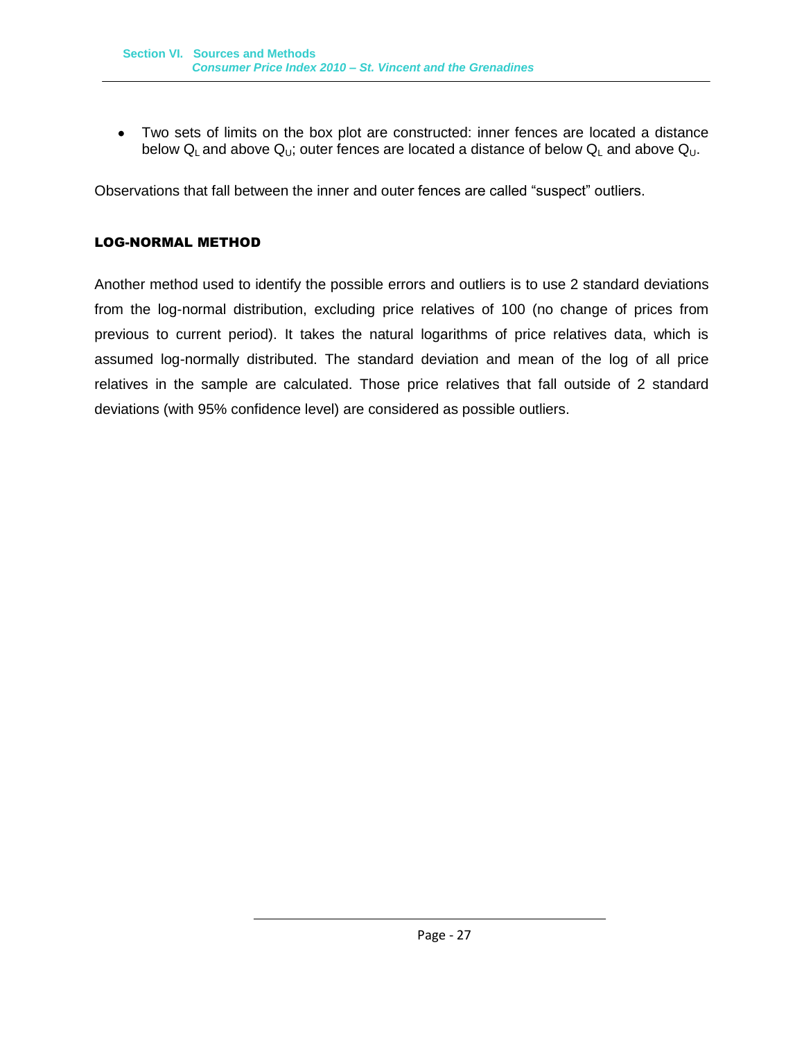- Two sets of limits on the box plot are constructed: inner fences are located a distance below $Q_L$ and above $Q_U$; outer fences are located a distance of below $Q_L$ and above $Q_U$.

Observations that fall between the inner and outer fences are called “suspect” outliers.

### LOG-NORMAL METHOD

Another method used to identify the possible errors and outliers is to use 2 standard deviations from the log-normal distribution, excluding price relatives of 100 (no change of prices from previous to current period). It takes the natural logarithms of price relatives data, which is assumed log-normally distributed. The standard deviation and mean of the log of all price relatives in the sample are calculated. Those price relatives that fall outside of 2 standard deviations (with 95% confidence level) are considered as possible outliers.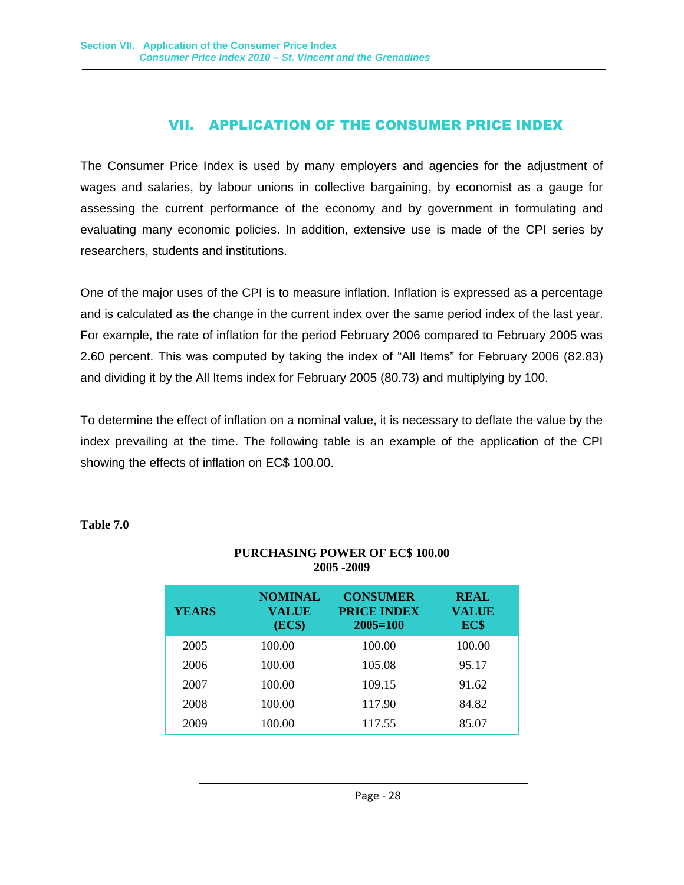# VII. APPLICATION OF THE CONSUMER PRICE INDEX

The Consumer Price Index is used by many employers and agencies for the adjustment of wages and salaries, by labour unions in collective bargaining, by economist as a gauge for assessing the current performance of the economy and by government in formulating and evaluating many economic policies. In addition, extensive use is made of the CPI series by researchers, students and institutions.

One of the major uses of the CPI is to measure inflation. Inflation is expressed as a percentage and is calculated as the change in the current index over the same period index of the last year. For example, the rate of inflation for the period February 2006 compared to February 2005 was 2.60 percent. This was computed by taking the index of "All Items" for February 2006 (82.83) and dividing it by the All Items index for February 2005 (80.73) and multiplying by 100.

To determine the effect of inflation on a nominal value, it is necessary to deflate the value by the index prevailing at the time. The following table is an example of the application of the CPI showing the effects of inflation on EC$ 100.00.

**Table 7.0**

**PURCHASING POWER OF EC$ 100.00**
**2005 -2009**

| YEARS | NOMINAL VALUE (EC$) | CONSUMER PRICE INDEX 2005=100 | REAL VALUE EC$ |
|---|---|---|---|
| 2005 | 100.00 | 100.00 | 100.00 |
| 2006 | 100.00 | 105.08 | 95.17 |
| 2007 | 100.00 | 109.15 | 91.62 |
| 2008 | 100.00 | 117.90 | 84.82 |
| 2009 | 100.00 | 117.55 | 85.07 |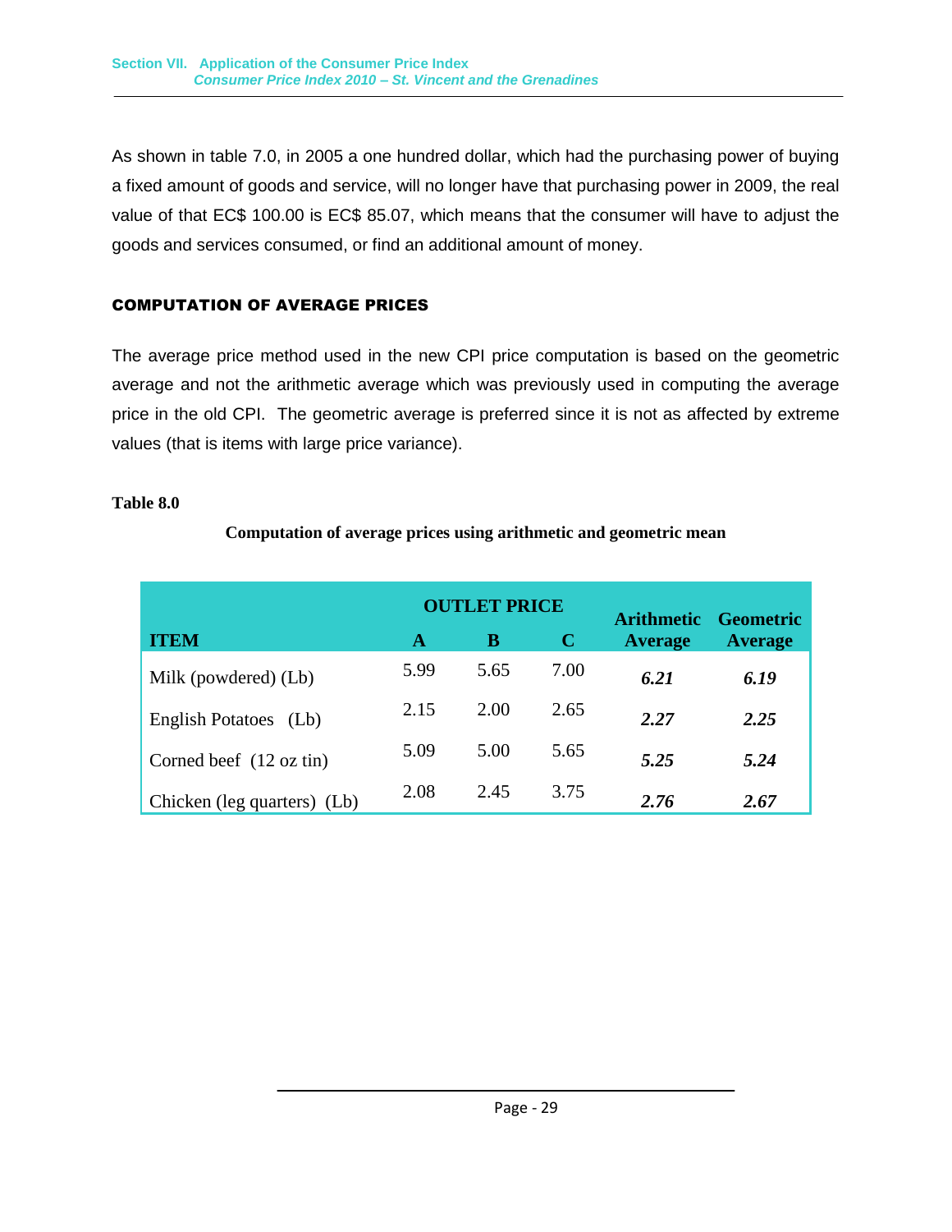As shown in table 7.0, in 2005 a one hundred dollar, which had the purchasing power of buying a fixed amount of goods and service, will no longer have that purchasing power in 2009, the real value of that EC$ 100.00 is EC$ 85.07, which means that the consumer will have to adjust the goods and services consumed, or find an additional amount of money.

## COMPUTATION OF AVERAGE PRICES

The average price method used in the new CPI price computation is based on the geometric average and not the arithmetic average which was previously used in computing the average price in the old CPI. The geometric average is preferred since it is not as affected by extreme values (that is items with large price variance).

**Table 8.0**

**Computation of average prices using arithmetic and geometric mean**

| ITEM | OUTLET PRICE | | | Arithmetic Average | Geometric Average |
|---|---|---|---|---|---|
| | A | B | C | | |
| Milk (powdered) (Lb) | 5.99 | 5.65 | 7.00 | ***6.21*** | ***6.19*** |
| English Potatoes (Lb) | 2.15 | 2.00 | 2.65 | ***2.27*** | ***2.25*** |
| Corned beef (12 oz tin) | 5.09 | 5.00 | 5.65 | ***5.25*** | ***5.24*** |
| Chicken (leg quarters) (Lb) | 2.08 | 2.45 | 3.75 | ***2.76*** | ***2.67*** |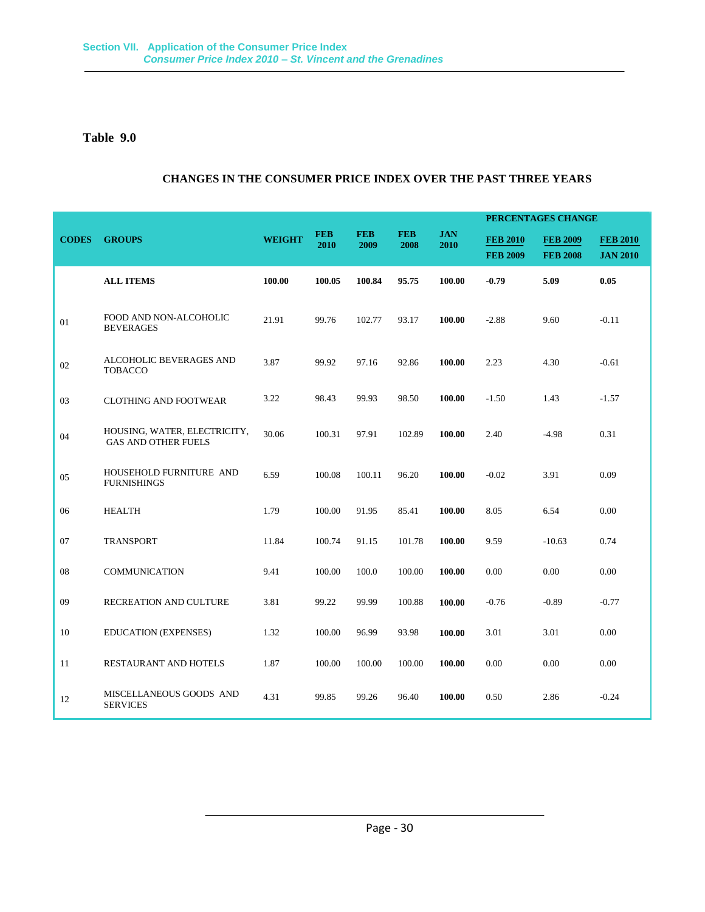# Table 9.0

## CHANGES IN THE CONSUMER PRICE INDEX OVER THE PAST THREE YEARS

| CODES | GROUPS | WEIGHT | FEB 2010 | FEB 2009 | FEB 2008 | JAN 2010 | PERCENTAGES CHANGE | | |
|---|---|---|---|---|---|---|---|---|---|
| | | | | | | | FEB 2010 / FEB 2009 | FEB 2009 / FEB 2008 | FEB 2010 / JAN 2010 |
| | **ALL ITEMS** | **100.00** | **100.05** | **100.84** | **95.75** | **100.00** | **-0.79** | **5.09** | **0.05** |
| 01 | FOOD AND NON-ALCOHOLIC BEVERAGES | 21.91 | 99.76 | 102.77 | 93.17 | **100.00** | -2.88 | 9.60 | -0.11 |
| 02 | ALCOHOLIC BEVERAGES AND TOBACCO | 3.87 | 99.92 | 97.16 | 92.86 | **100.00** | 2.23 | 4.30 | -0.61 |
| 03 | CLOTHING AND FOOTWEAR | 3.22 | 98.43 | 99.93 | 98.50 | **100.00** | -1.50 | 1.43 | -1.57 |
| 04 | HOUSING, WATER, ELECTRICITY, GAS AND OTHER FUELS | 30.06 | 100.31 | 97.91 | 102.89 | **100.00** | 2.40 | -4.98 | 0.31 |
| 05 | HOUSEHOLD FURNITURE AND FURNISHINGS | 6.59 | 100.08 | 100.11 | 96.20 | **100.00** | -0.02 | 3.91 | 0.09 |
| 06 | HEALTH | 1.79 | 100.00 | 91.95 | 85.41 | **100.00** | 8.05 | 6.54 | 0.00 |
| 07 | TRANSPORT | 11.84 | 100.74 | 91.15 | 101.78 | **100.00** | 9.59 | -10.63 | 0.74 |
| 08 | COMMUNICATION | 9.41 | 100.00 | 100.0 | 100.00 | **100.00** | 0.00 | 0.00 | 0.00 |
| 09 | RECREATION AND CULTURE | 3.81 | 99.22 | 99.99 | 100.88 | **100.00** | -0.76 | -0.89 | -0.77 |
| 10 | EDUCATION (EXPENSES) | 1.32 | 100.00 | 96.99 | 93.98 | **100.00** | 3.01 | 3.01 | 0.00 |
| 11 | RESTAURANT AND HOTELS | 1.87 | 100.00 | 100.00 | 100.00 | **100.00** | 0.00 | 0.00 | 0.00 |
| 12 | MISCELLANEOUS GOODS AND SERVICES | 4.31 | 99.85 | 99.26 | 96.40 | **100.00** | 0.50 | 2.86 | -0.24 |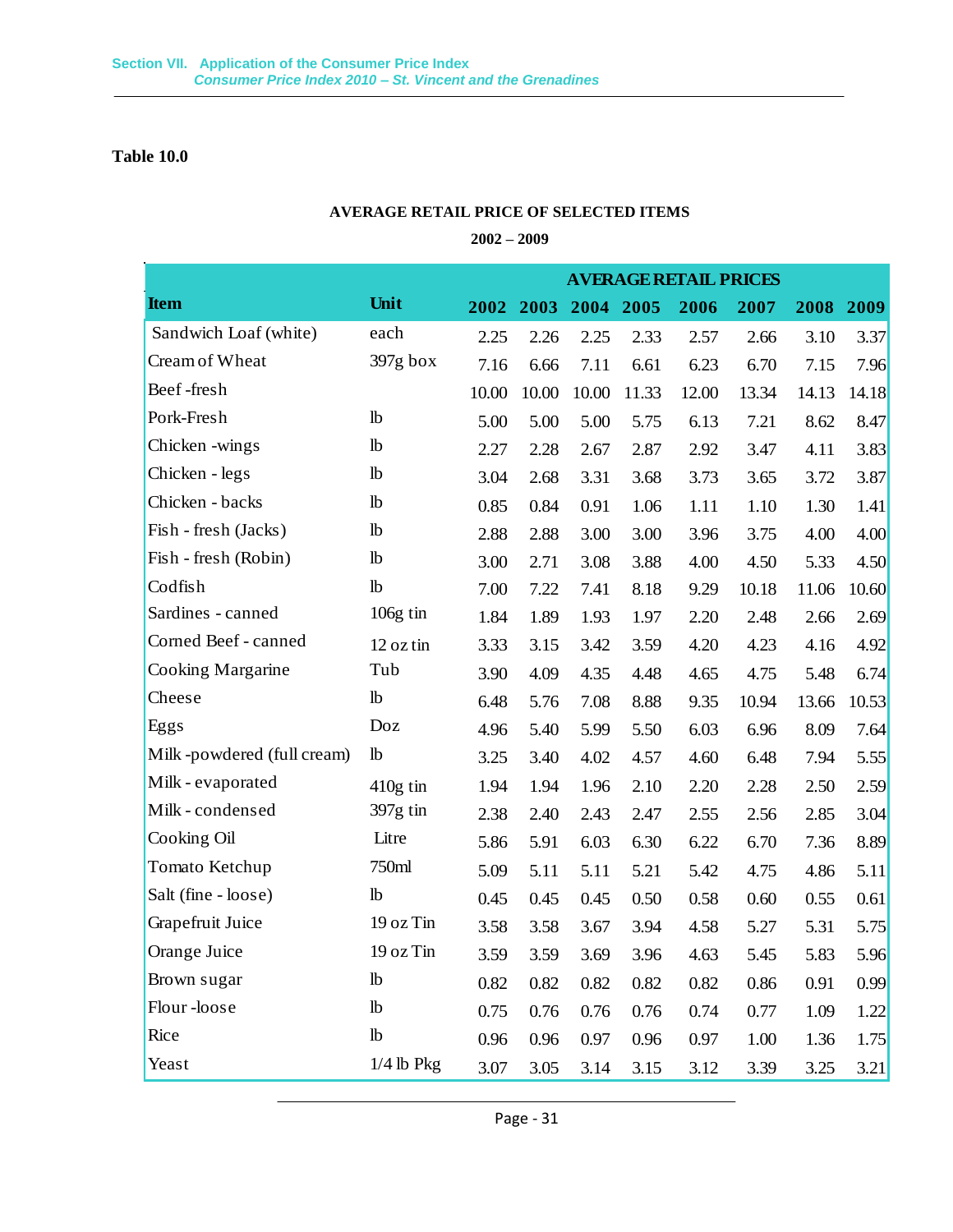**Table 10.0**

**AVERAGE RETAIL PRICE OF SELECTED ITEMS**

**2002 – 2009**

| Item | Unit | AVERAGE RETAIL PRICES | | | | | | | |
|---|---|---|---|---|---|---|---|---|---|
| | | 2002 | 2003 | 2004 | 2005 | 2006 | 2007 | 2008 | 2009 |
| Sandwich Loaf (white) | each | 2.25 | 2.26 | 2.25 | 2.33 | 2.57 | 2.66 | 3.10 | 3.37 |
| Cream of Wheat | 397g box | 7.16 | 6.66 | 7.11 | 6.61 | 6.23 | 6.70 | 7.15 | 7.96 |
| Beef -fresh | | 10.00 | 10.00 | 10.00 | 11.33 | 12.00 | 13.34 | 14.13 | 14.18 |
| Pork-Fresh | lb | 5.00 | 5.00 | 5.00 | 5.75 | 6.13 | 7.21 | 8.62 | 8.47 |
| Chicken -wings | lb | 2.27 | 2.28 | 2.67 | 2.87 | 2.92 | 3.47 | 4.11 | 3.83 |
| Chicken - legs | lb | 3.04 | 2.68 | 3.31 | 3.68 | 3.73 | 3.65 | 3.72 | 3.87 |
| Chicken - backs | lb | 0.85 | 0.84 | 0.91 | 1.06 | 1.11 | 1.10 | 1.30 | 1.41 |
| Fish - fresh (Jacks) | lb | 2.88 | 2.88 | 3.00 | 3.00 | 3.96 | 3.75 | 4.00 | 4.00 |
| Fish - fresh (Robin) | lb | 3.00 | 2.71 | 3.08 | 3.88 | 4.00 | 4.50 | 5.33 | 4.50 |
| Codfish | lb | 7.00 | 7.22 | 7.41 | 8.18 | 9.29 | 10.18 | 11.06 | 10.60 |
| Sardines - canned | 106g tin | 1.84 | 1.89 | 1.93 | 1.97 | 2.20 | 2.48 | 2.66 | 2.69 |
| Corned Beef - canned | 12 oz tin | 3.33 | 3.15 | 3.42 | 3.59 | 4.20 | 4.23 | 4.16 | 4.92 |
| Cooking Margarine | Tub | 3.90 | 4.09 | 4.35 | 4.48 | 4.65 | 4.75 | 5.48 | 6.74 |
| Cheese | lb | 6.48 | 5.76 | 7.08 | 8.88 | 9.35 | 10.94 | 13.66 | 10.53 |
| Eggs | Doz | 4.96 | 5.40 | 5.99 | 5.50 | 6.03 | 6.96 | 8.09 | 7.64 |
| Milk -powdered (full cream) | lb | 3.25 | 3.40 | 4.02 | 4.57 | 4.60 | 6.48 | 7.94 | 5.55 |
| Milk - evaporated | 410g tin | 1.94 | 1.94 | 1.96 | 2.10 | 2.20 | 2.28 | 2.50 | 2.59 |
| Milk - condensed | 397g tin | 2.38 | 2.40 | 2.43 | 2.47 | 2.55 | 2.56 | 2.85 | 3.04 |
| Cooking Oil | Litre | 5.86 | 5.91 | 6.03 | 6.30 | 6.22 | 6.70 | 7.36 | 8.89 |
| Tomato Ketchup | 750ml | 5.09 | 5.11 | 5.11 | 5.21 | 5.42 | 4.75 | 4.86 | 5.11 |
| Salt (fine - loose) | lb | 0.45 | 0.45 | 0.45 | 0.50 | 0.58 | 0.60 | 0.55 | 0.61 |
| Grapefruit Juice | 19 oz Tin | 3.58 | 3.58 | 3.67 | 3.94 | 4.58 | 5.27 | 5.31 | 5.75 |
| Orange Juice | 19 oz Tin | 3.59 | 3.59 | 3.69 | 3.96 | 4.63 | 5.45 | 5.83 | 5.96 |
| Brown sugar | lb | 0.82 | 0.82 | 0.82 | 0.82 | 0.82 | 0.86 | 0.91 | 0.99 |
| Flour -loose | lb | 0.75 | 0.76 | 0.76 | 0.76 | 0.74 | 0.77 | 1.09 | 1.22 |
| Rice | lb | 0.96 | 0.96 | 0.97 | 0.96 | 0.97 | 1.00 | 1.36 | 1.75 |
| Yeast | 1/4 lb Pkg | 3.07 | 3.05 | 3.14 | 3.15 | 3.12 | 3.39 | 3.25 | 3.21 |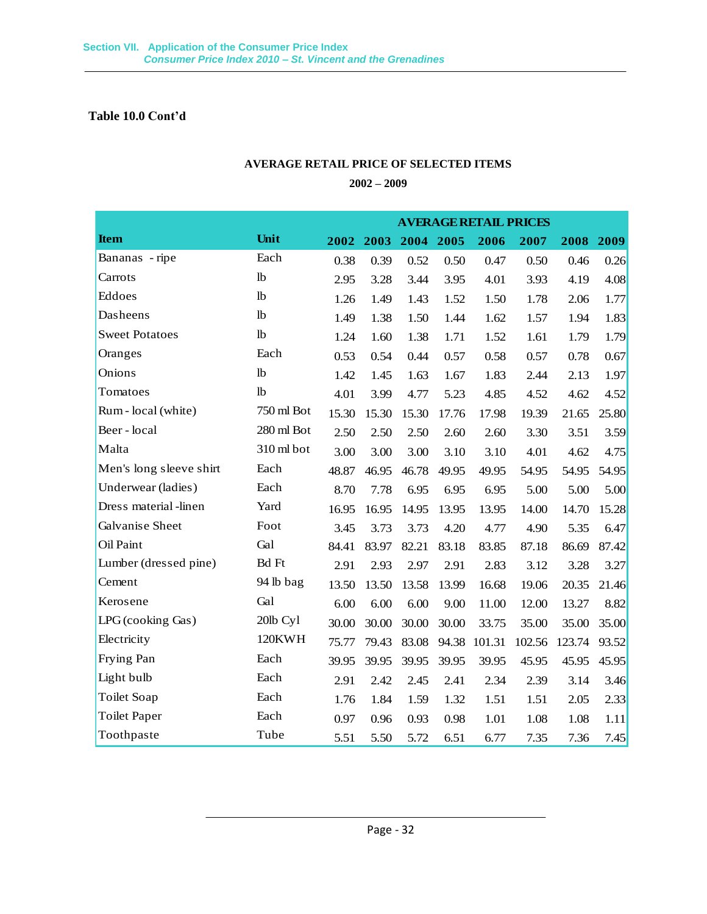**Table 10.0 Cont'd**

**AVERAGE RETAIL PRICE OF SELECTED ITEMS**

**2002 – 2009**

| Item | Unit | AVERAGE RETAIL PRICES | | | | | | | |
|---|---|---|---|---|---|---|---|---|---|
| | | 2002 | 2003 | 2004 | 2005 | 2006 | 2007 | 2008 | 2009 |
| Bananas - ripe | Each | 0.38 | 0.39 | 0.52 | 0.50 | 0.47 | 0.50 | 0.46 | 0.26 |
| Carrots | lb | 2.95 | 3.28 | 3.44 | 3.95 | 4.01 | 3.93 | 4.19 | 4.08 |
| Eddoes | lb | 1.26 | 1.49 | 1.43 | 1.52 | 1.50 | 1.78 | 2.06 | 1.77 |
| Dasheens | lb | 1.49 | 1.38 | 1.50 | 1.44 | 1.62 | 1.57 | 1.94 | 1.83 |
| Sweet Potatoes | lb | 1.24 | 1.60 | 1.38 | 1.71 | 1.52 | 1.61 | 1.79 | 1.79 |
| Oranges | Each | 0.53 | 0.54 | 0.44 | 0.57 | 0.58 | 0.57 | 0.78 | 0.67 |
| Onions | lb | 1.42 | 1.45 | 1.63 | 1.67 | 1.83 | 2.44 | 2.13 | 1.97 |
| Tomatoes | lb | 4.01 | 3.99 | 4.77 | 5.23 | 4.85 | 4.52 | 4.62 | 4.52 |
| Rum - local (white) | 750 ml Bot | 15.30 | 15.30 | 15.30 | 17.76 | 17.98 | 19.39 | 21.65 | 25.80 |
| Beer - local | 280 ml Bot | 2.50 | 2.50 | 2.50 | 2.60 | 2.60 | 3.30 | 3.51 | 3.59 |
| Malta | 310 ml bot | 3.00 | 3.00 | 3.00 | 3.10 | 3.10 | 4.01 | 4.62 | 4.75 |
| Men's long sleeve shirt | Each | 48.87 | 46.95 | 46.78 | 49.95 | 49.95 | 54.95 | 54.95 | 54.95 |
| Underwear (ladies) | Each | 8.70 | 7.78 | 6.95 | 6.95 | 6.95 | 5.00 | 5.00 | 5.00 |
| Dress material -linen | Yard | 16.95 | 16.95 | 14.95 | 13.95 | 13.95 | 14.00 | 14.70 | 15.28 |
| Galvanise Sheet | Foot | 3.45 | 3.73 | 3.73 | 4.20 | 4.77 | 4.90 | 5.35 | 6.47 |
| Oil Paint | Gal | 84.41 | 83.97 | 82.21 | 83.18 | 83.85 | 87.18 | 86.69 | 87.42 |
| Lumber (dressed pine) | Bd Ft | 2.91 | 2.93 | 2.97 | 2.91 | 2.83 | 3.12 | 3.28 | 3.27 |
| Cement | 94 lb bag | 13.50 | 13.50 | 13.58 | 13.99 | 16.68 | 19.06 | 20.35 | 21.46 |
| Kerosene | Gal | 6.00 | 6.00 | 6.00 | 9.00 | 11.00 | 12.00 | 13.27 | 8.82 |
| LPG (cooking Gas) | 20lb Cyl | 30.00 | 30.00 | 30.00 | 30.00 | 33.75 | 35.00 | 35.00 | 35.00 |
| Electricity | 120KWH | 75.77 | 79.43 | 83.08 | 94.38 | 101.31 | 102.56 | 123.74 | 93.52 |
| Frying Pan | Each | 39.95 | 39.95 | 39.95 | 39.95 | 39.95 | 45.95 | 45.95 | 45.95 |
| Light bulb | Each | 2.91 | 2.42 | 2.45 | 2.41 | 2.34 | 2.39 | 3.14 | 3.46 |
| Toilet Soap | Each | 1.76 | 1.84 | 1.59 | 1.32 | 1.51 | 1.51 | 2.05 | 2.33 |
| Toilet Paper | Each | 0.97 | 0.96 | 0.93 | 0.98 | 1.01 | 1.08 | 1.08 | 1.11 |
| Toothpaste | Tube | 5.51 | 5.50 | 5.72 | 6.51 | 6.77 | 7.35 | 7.36 | 7.45 |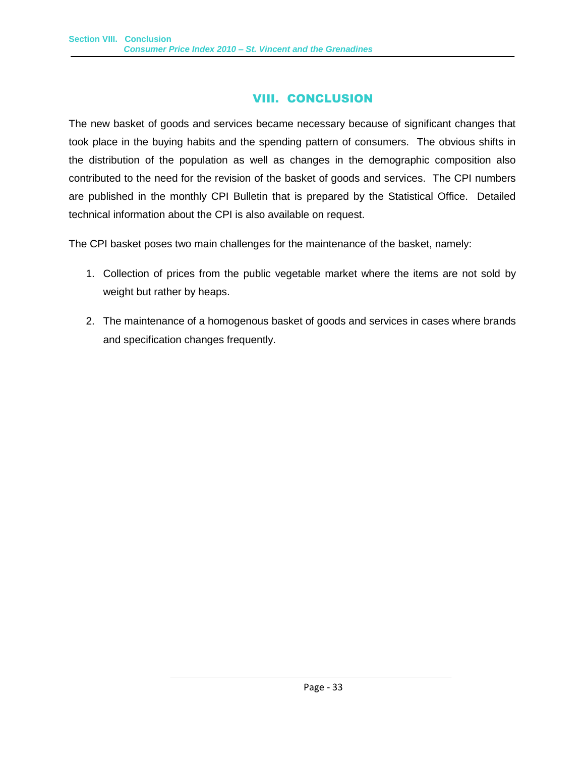# VIII. CONCLUSION

The new basket of goods and services became necessary because of significant changes that took place in the buying habits and the spending pattern of consumers. The obvious shifts in the distribution of the population as well as changes in the demographic composition also contributed to the need for the revision of the basket of goods and services. The CPI numbers are published in the monthly CPI Bulletin that is prepared by the Statistical Office. Detailed technical information about the CPI is also available on request.

The CPI basket poses two main challenges for the maintenance of the basket, namely:

1. Collection of prices from the public vegetable market where the items are not sold by weight but rather by heaps.

2. The maintenance of a homogenous basket of goods and services in cases where brands and specification changes frequently.